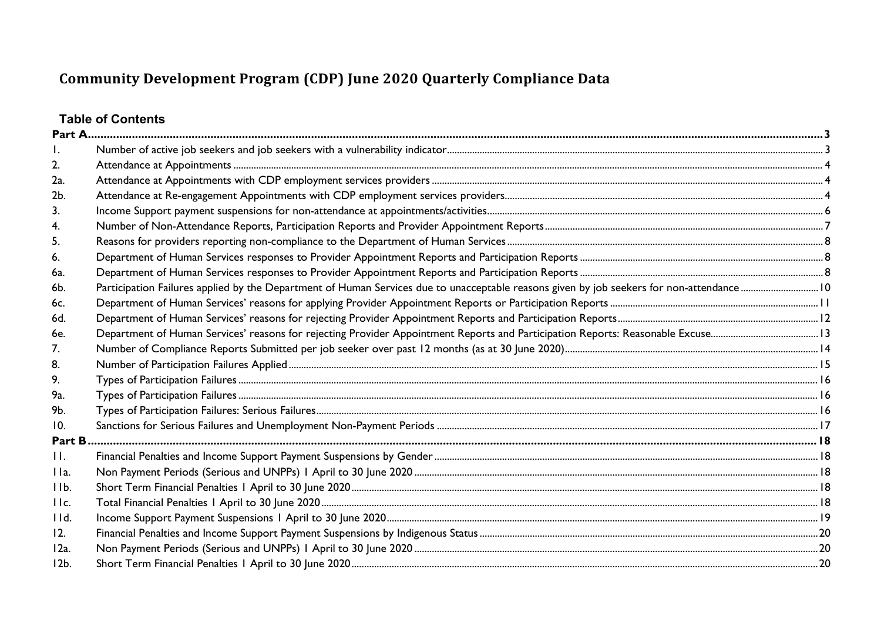# Community Development Program (CDP) June 2020 Quarterly Compliance Data

## Table of Contents

| | | |
|---|---|---|
| **Part A** | | **3** |
| 1. | Number of active job seekers and job seekers with a vulnerability indicator | 3 |
| 2. | Attendance at Appointments | 4 |
| 2a. | Attendance at Appointments with CDP employment services providers | 4 |
| 2b. | Attendance at Re-engagement Appointments with CDP employment services providers | 4 |
| 3. | Income Support payment suspensions for non-attendance at appointments/activities | 6 |
| 4. | Number of Non-Attendance Reports, Participation Reports and Provider Appointment Reports | 7 |
| 5. | Reasons for providers reporting non-compliance to the Department of Human Services | 8 |
| 6. | Department of Human Services responses to Provider Appointment Reports and Participation Reports | 8 |
| 6a. | Department of Human Services responses to Provider Appointment Reports and Participation Reports | 8 |
| 6b. | Participation Failures applied by the Department of Human Services due to unacceptable reasons given by job seekers for non-attendance | 10 |
| 6c. | Department of Human Services' reasons for applying Provider Appointment Reports or Participation Reports | 11 |
| 6d. | Department of Human Services' reasons for rejecting Provider Appointment Reports and Participation Reports | 12 |
| 6e. | Department of Human Services' reasons for rejecting Provider Appointment Reports and Participation Reports: Reasonable Excuse | 13 |
| 7. | Number of Compliance Reports Submitted per job seeker over past 12 months (as at 30 June 2020) | 14 |
| 8. | Number of Participation Failures Applied | 15 |
| 9. | Types of Participation Failures | 16 |
| 9a. | Types of Participation Failures | 16 |
| 9b. | Types of Participation Failures: Serious Failures | 16 |
| 10. | Sanctions for Serious Failures and Unemployment Non-Payment Periods | 17 |
| **Part B** | | **18** |
| 11. | Financial Penalties and Income Support Payment Suspensions by Gender | 18 |
| 11a. | Non Payment Periods (Serious and UNPPs) 1 April to 30 June 2020 | 18 |
| 11b. | Short Term Financial Penalties 1 April to 30 June 2020 | 18 |
| 11c. | Total Financial Penalties 1 April to 30 June 2020 | 18 |
| 11d. | Income Support Payment Suspensions 1 April to 30 June 2020 | 19 |
| 12. | Financial Penalties and Income Support Payment Suspensions by Indigenous Status | 20 |
| 12a. | Non Payment Periods (Serious and UNPPs) 1 April to 30 June 2020 | 20 |
| 12b. | Short Term Financial Penalties 1 April to 30 June 2020 | 20 |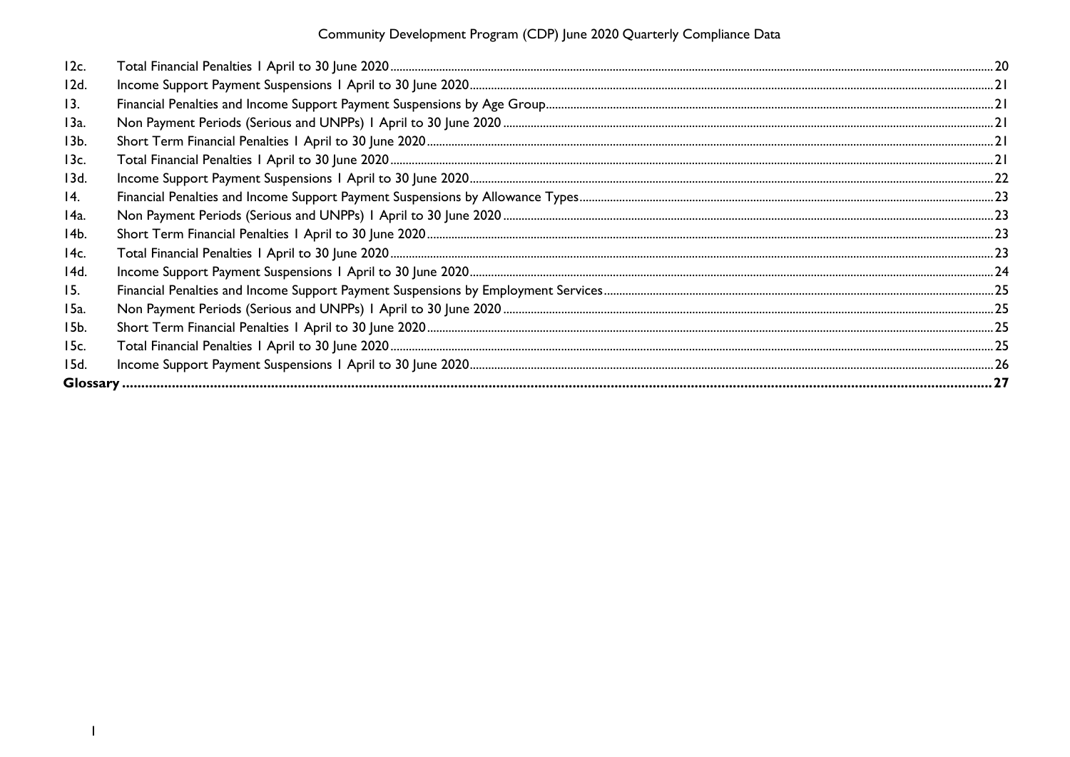| | | |
|---|---|---|
| 12c. | Total Financial Penalties 1 April to 30 June 2020 | 20 |
| 12d. | Income Support Payment Suspensions 1 April to 30 June 2020 | 21 |
| 13. | Financial Penalties and Income Support Payment Suspensions by Age Group | 21 |
| 13a. | Non Payment Periods (Serious and UNPPs) 1 April to 30 June 2020 | 21 |
| 13b. | Short Term Financial Penalties 1 April to 30 June 2020 | 21 |
| 13c. | Total Financial Penalties 1 April to 30 June 2020 | 21 |
| 13d. | Income Support Payment Suspensions 1 April to 30 June 2020 | 22 |
| 14. | Financial Penalties and Income Support Payment Suspensions by Allowance Types | 23 |
| 14a. | Non Payment Periods (Serious and UNPPs) 1 April to 30 June 2020 | 23 |
| 14b. | Short Term Financial Penalties 1 April to 30 June 2020 | 23 |
| 14c. | Total Financial Penalties 1 April to 30 June 2020 | 23 |
| 14d. | Income Support Payment Suspensions 1 April to 30 June 2020 | 24 |
| 15. | Financial Penalties and Income Support Payment Suspensions by Employment Services | 25 |
| 15a. | Non Payment Periods (Serious and UNPPs) 1 April to 30 June 2020 | 25 |
| 15b. | Short Term Financial Penalties 1 April to 30 June 2020 | 25 |
| 15c. | Total Financial Penalties 1 April to 30 June 2020 | 25 |
| 15d. | Income Support Payment Suspensions 1 April to 30 June 2020 | 26 |
| **Glossary** | | **27** |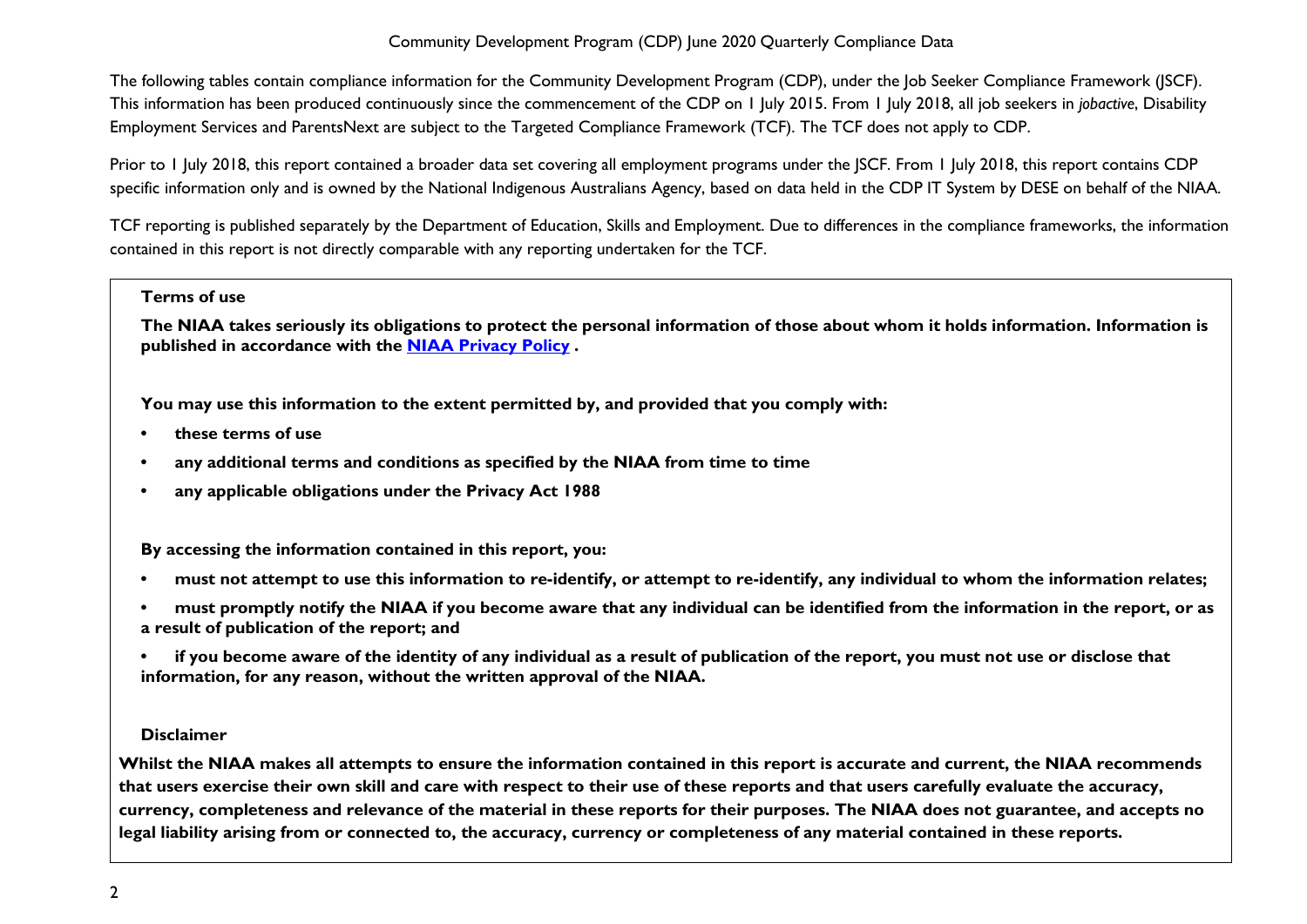The following tables contain compliance information for the Community Development Program (CDP), under the Job Seeker Compliance Framework (JSCF). This information has been produced continuously since the commencement of the CDP on 1 July 2015. From 1 July 2018, all job seekers in *jobactive*, Disability Employment Services and ParentsNext are subject to the Targeted Compliance Framework (TCF). The TCF does not apply to CDP.

Prior to 1 July 2018, this report contained a broader data set covering all employment programs under the JSCF. From 1 July 2018, this report contains CDP specific information only and is owned by the National Indigenous Australians Agency, based on data held in the CDP IT System by DESE on behalf of the NIAA.

TCF reporting is published separately by the Department of Education, Skills and Employment. Due to differences in the compliance frameworks, the information contained in this report is not directly comparable with any reporting undertaken for the TCF.

**Terms of use**

**The NIAA takes seriously its obligations to protect the personal information of those about whom it holds information. Information is published in accordance with the NIAA Privacy Policy .**

**You may use this information to the extent permitted by, and provided that you comply with:**

- **these terms of use**
- **any additional terms and conditions as specified by the NIAA from time to time**
- **any applicable obligations under the Privacy Act 1988**

**By accessing the information contained in this report, you:**

- **must not attempt to use this information to re-identify, or attempt to re-identify, any individual to whom the information relates;**
- **must promptly notify the NIAA if you become aware that any individual can be identified from the information in the report, or as a result of publication of the report; and**
- **if you become aware of the identity of any individual as a result of publication of the report, you must not use or disclose that information, for any reason, without the written approval of the NIAA.**

**Disclaimer**

**Whilst the NIAA makes all attempts to ensure the information contained in this report is accurate and current, the NIAA recommends that users exercise their own skill and care with respect to their use of these reports and that users carefully evaluate the accuracy, currency, completeness and relevance of the material in these reports for their purposes. The NIAA does not guarantee, and accepts no legal liability arising from or connected to, the accuracy, currency or completeness of any material contained in these reports.**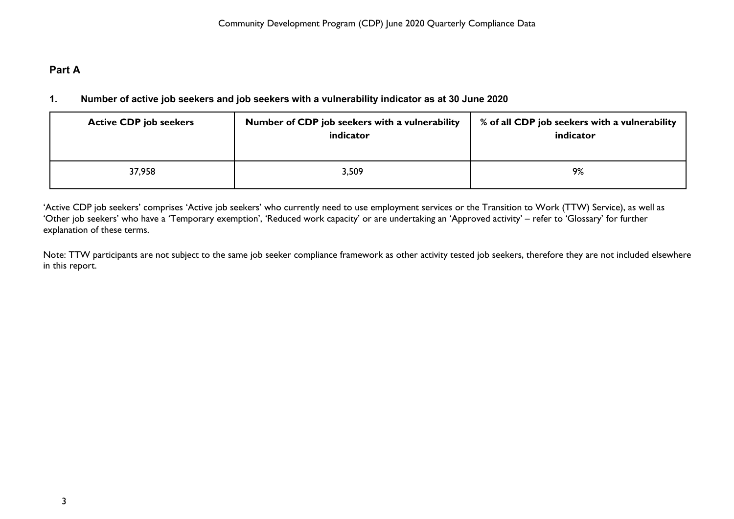## Part A

### 1. Number of active job seekers and job seekers with a vulnerability indicator as at 30 June 2020

| Active CDP job seekers | Number of CDP job seekers with a vulnerability indicator | % of all CDP job seekers with a vulnerability indicator |
|---|---|---|
| 37,958 | 3,509 | 9% |

'Active CDP job seekers' comprises 'Active job seekers' who currently need to use employment services or the Transition to Work (TTW) Service), as well as 'Other job seekers' who have a 'Temporary exemption', 'Reduced work capacity' or are undertaking an 'Approved activity' – refer to 'Glossary' for further explanation of these terms.

Note: TTW participants are not subject to the same job seeker compliance framework as other activity tested job seekers, therefore they are not included elsewhere in this report.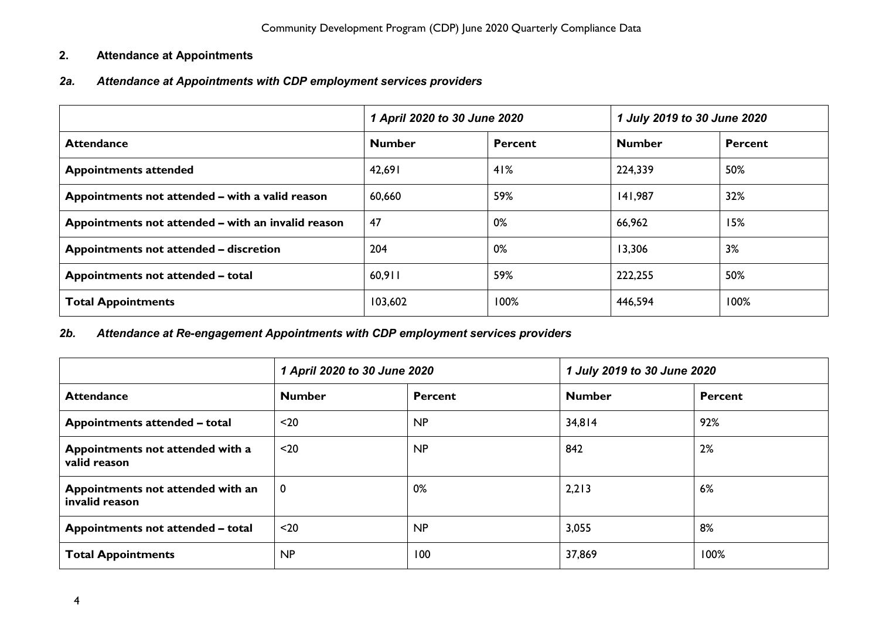## 2. Attendance at Appointments

### *2a. Attendance at Appointments with CDP employment services providers*

| | *1 April 2020 to 30 June 2020* | | *1 July 2019 to 30 June 2020* | |
|---|---|---|---|---|
| **Attendance** | **Number** | **Percent** | **Number** | **Percent** |
| **Appointments attended** | 42,691 | 41% | 224,339 | 50% |
| **Appointments not attended – with a valid reason** | 60,660 | 59% | 141,987 | 32% |
| **Appointments not attended – with an invalid reason** | 47 | 0% | 66,962 | 15% |
| **Appointments not attended – discretion** | 204 | 0% | 13,306 | 3% |
| **Appointments not attended – total** | 60,911 | 59% | 222,255 | 50% |
| **Total Appointments** | 103,602 | 100% | 446,594 | 100% |

### *2b. Attendance at Re-engagement Appointments with CDP employment services providers*

| | *1 April 2020 to 30 June 2020* | | *1 July 2019 to 30 June 2020* | |
|---|---|---|---|---|
| **Attendance** | **Number** | **Percent** | **Number** | **Percent** |
| **Appointments attended – total** | <20 | NP | 34,814 | 92% |
| **Appointments not attended with a valid reason** | <20 | NP | 842 | 2% |
| **Appointments not attended with an invalid reason** | 0 | 0% | 2,213 | 6% |
| **Appointments not attended – total** | <20 | NP | 3,055 | 8% |
| **Total Appointments** | NP | 100 | 37,869 | 100% |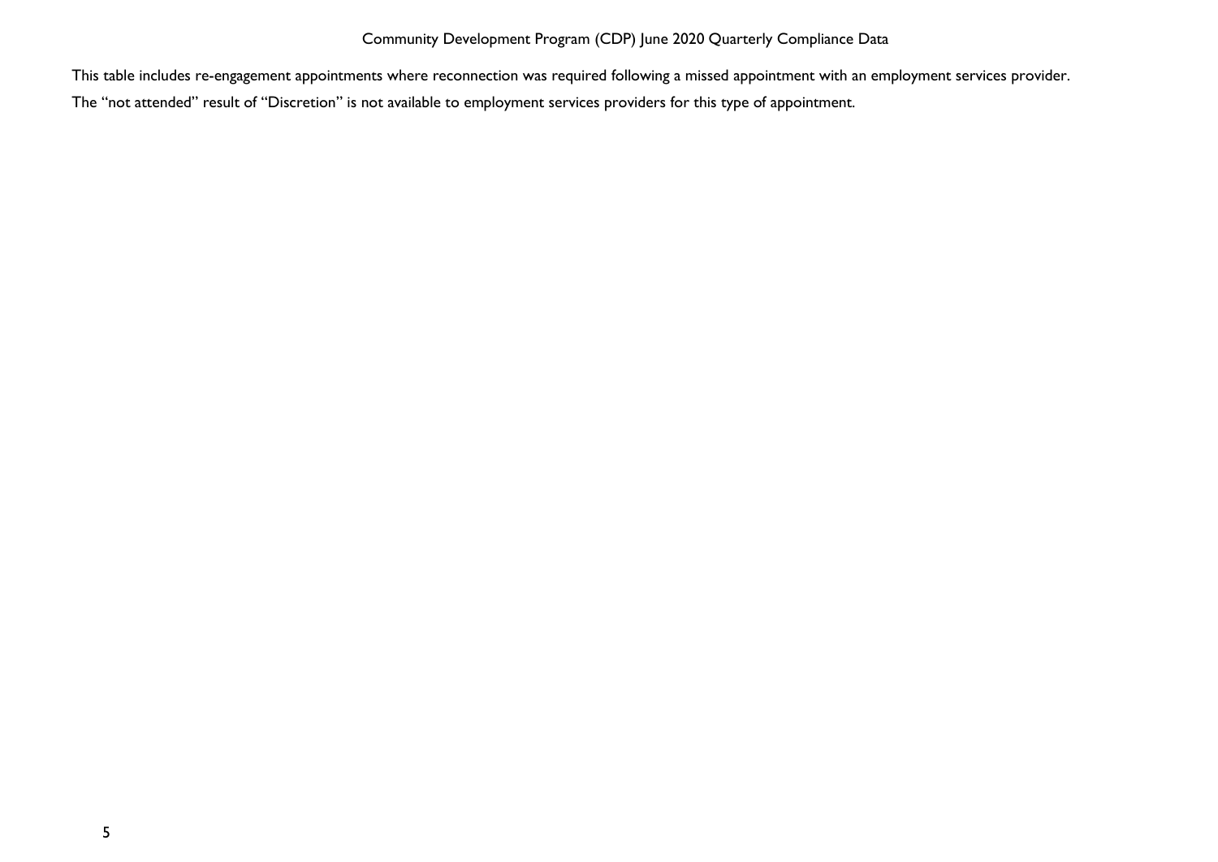This table includes re-engagement appointments where reconnection was required following a missed appointment with an employment services provider.

The "not attended" result of "Discretion" is not available to employment services providers for this type of appointment.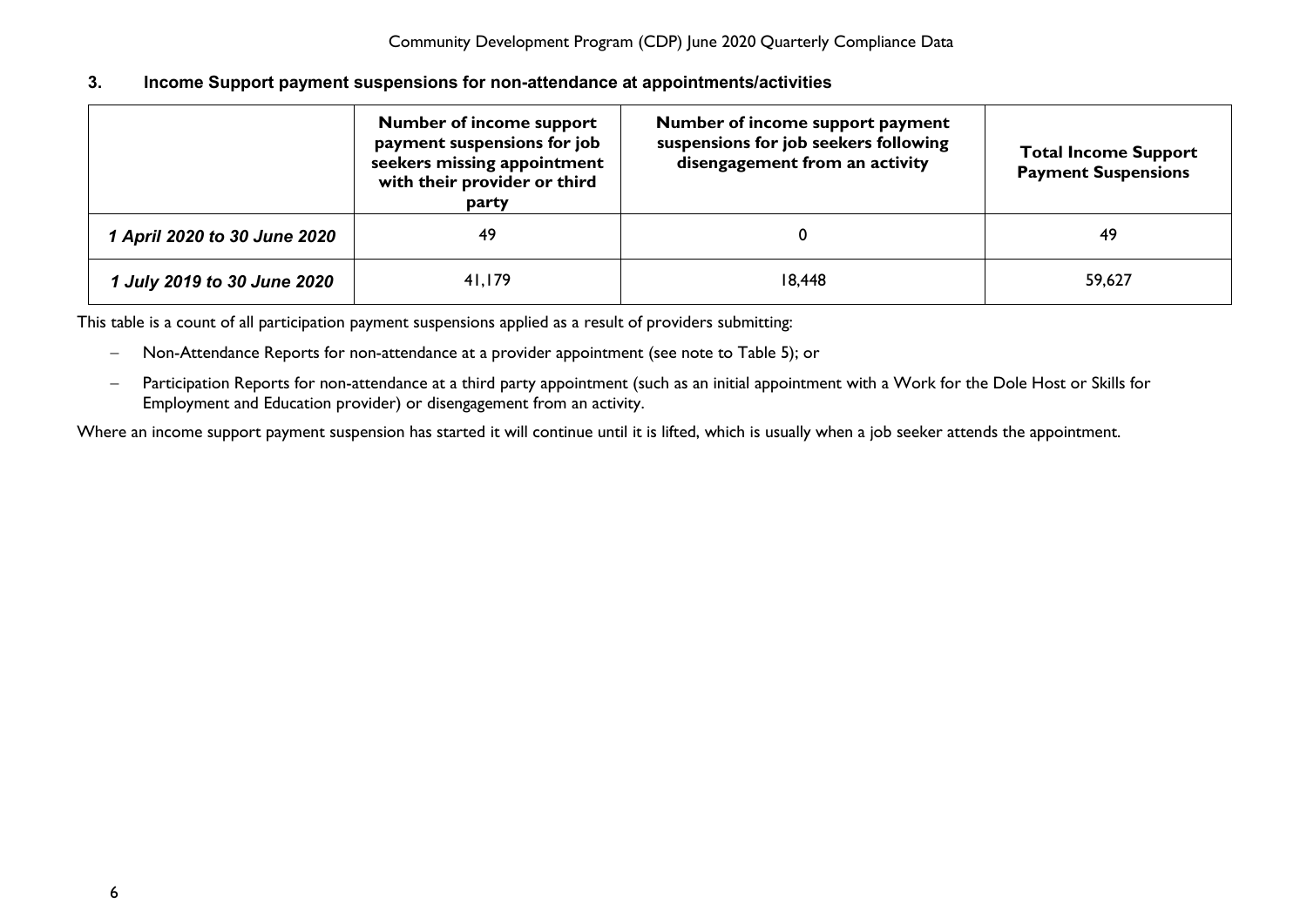## 3. Income Support payment suspensions for non-attendance at appointments/activities

| | Number of income support payment suspensions for job seekers missing appointment with their provider or third party | Number of income support payment suspensions for job seekers following disengagement from an activity | Total Income Support Payment Suspensions |
|---|---|---|---|
| *1 April 2020 to 30 June 2020* | 49 | 0 | 49 |
| *1 July 2019 to 30 June 2020* | 41,179 | 18,448 | 59,627 |

This table is a count of all participation payment suspensions applied as a result of providers submitting:

- Non-Attendance Reports for non-attendance at a provider appointment (see note to Table 5); or
- Participation Reports for non-attendance at a third party appointment (such as an initial appointment with a Work for the Dole Host or Skills for Employment and Education provider) or disengagement from an activity.

Where an income support payment suspension has started it will continue until it is lifted, which is usually when a job seeker attends the appointment.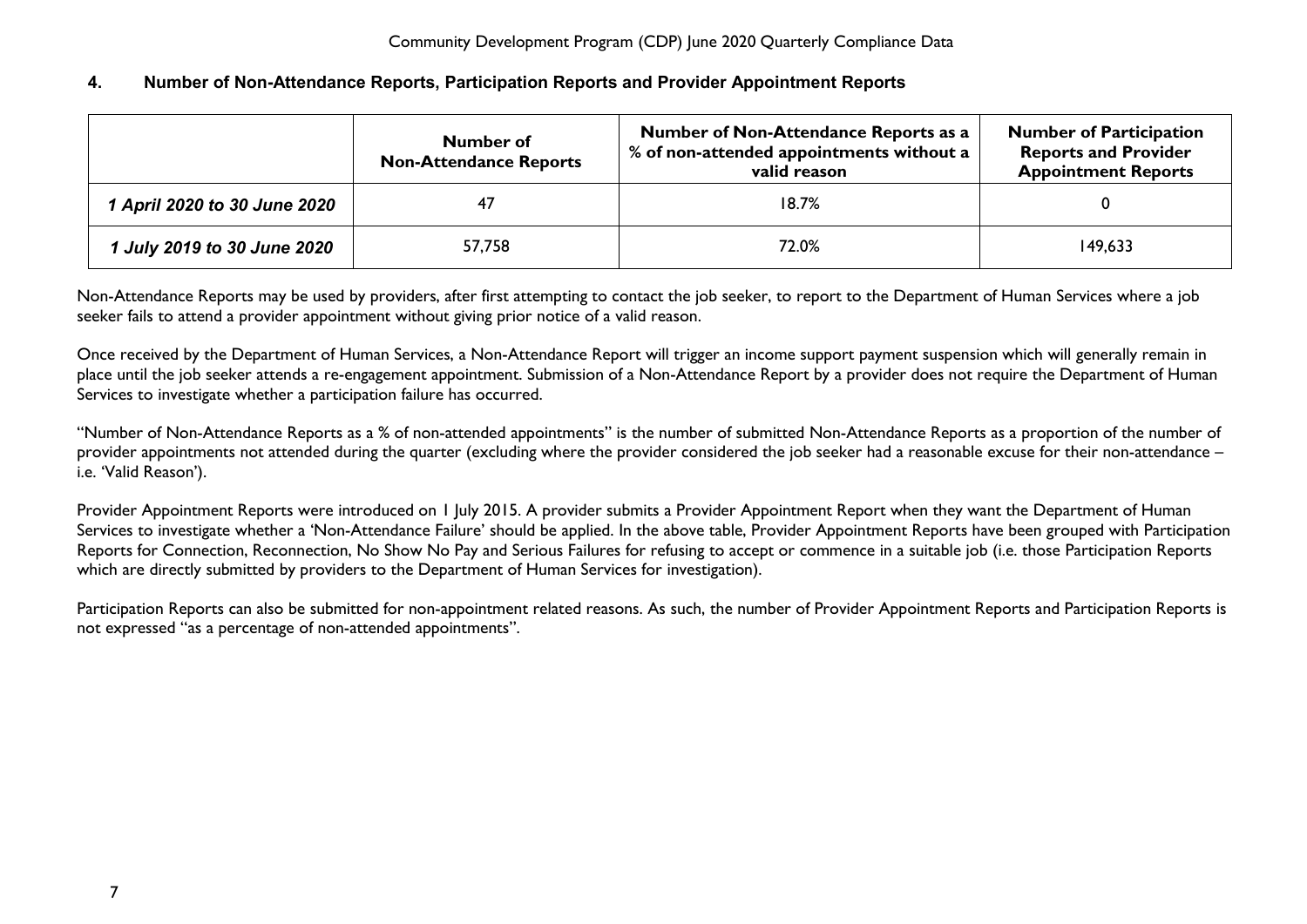## 4. Number of Non-Attendance Reports, Participation Reports and Provider Appointment Reports

| | Number of Non-Attendance Reports | Number of Non-Attendance Reports as a % of non-attended appointments without a valid reason | Number of Participation Reports and Provider Appointment Reports |
|---|---|---|---|
| *1 April 2020 to 30 June 2020* | 47 | 18.7% | 0 |
| *1 July 2019 to 30 June 2020* | 57,758 | 72.0% | 149,633 |

Non-Attendance Reports may be used by providers, after first attempting to contact the job seeker, to report to the Department of Human Services where a job seeker fails to attend a provider appointment without giving prior notice of a valid reason.

Once received by the Department of Human Services, a Non-Attendance Report will trigger an income support payment suspension which will generally remain in place until the job seeker attends a re-engagement appointment. Submission of a Non-Attendance Report by a provider does not require the Department of Human Services to investigate whether a participation failure has occurred.

"Number of Non-Attendance Reports as a % of non-attended appointments" is the number of submitted Non-Attendance Reports as a proportion of the number of provider appointments not attended during the quarter (excluding where the provider considered the job seeker had a reasonable excuse for their non-attendance – i.e. 'Valid Reason').

Provider Appointment Reports were introduced on 1 July 2015. A provider submits a Provider Appointment Report when they want the Department of Human Services to investigate whether a 'Non-Attendance Failure' should be applied. In the above table, Provider Appointment Reports have been grouped with Participation Reports for Connection, Reconnection, No Show No Pay and Serious Failures for refusing to accept or commence in a suitable job (i.e. those Participation Reports which are directly submitted by providers to the Department of Human Services for investigation).

Participation Reports can also be submitted for non-appointment related reasons. As such, the number of Provider Appointment Reports and Participation Reports is not expressed "as a percentage of non-attended appointments".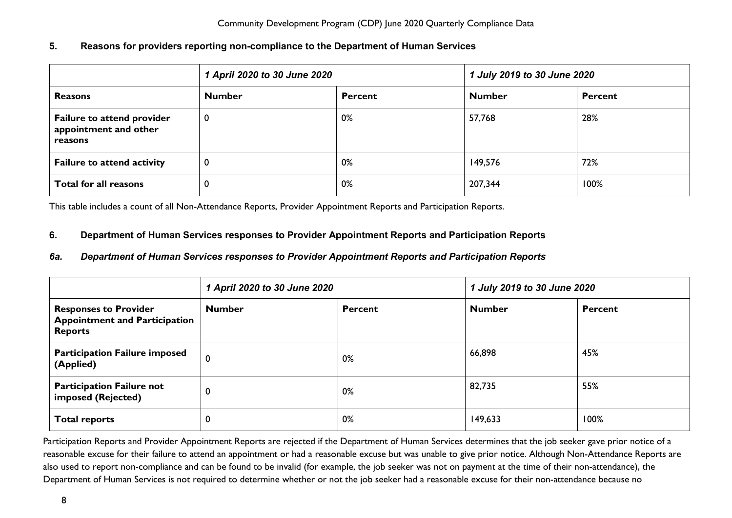## 5. Reasons for providers reporting non-compliance to the Department of Human Services

| | *1 April 2020 to 30 June 2020* | | *1 July 2019 to 30 June 2020* | |
|---|---|---|---|---|
| **Reasons** | **Number** | **Percent** | **Number** | **Percent** |
| **Failure to attend provider appointment and other reasons** | 0 | 0% | 57,768 | 28% |
| **Failure to attend activity** | 0 | 0% | 149,576 | 72% |
| **Total for all reasons** | 0 | 0% | 207,344 | 100% |

This table includes a count of all Non-Attendance Reports, Provider Appointment Reports and Participation Reports.

## 6. Department of Human Services responses to Provider Appointment Reports and Participation Reports

### *6a. Department of Human Services responses to Provider Appointment Reports and Participation Reports*

| | *1 April 2020 to 30 June 2020* | | *1 July 2019 to 30 June 2020* | |
|---|---|---|---|---|
| **Responses to Provider Appointment and Participation Reports** | **Number** | **Percent** | **Number** | **Percent** |
| **Participation Failure imposed (Applied)** | 0 | 0% | 66,898 | 45% |
| **Participation Failure not imposed (Rejected)** | 0 | 0% | 82,735 | 55% |
| **Total reports** | 0 | 0% | 149,633 | 100% |

Participation Reports and Provider Appointment Reports are rejected if the Department of Human Services determines that the job seeker gave prior notice of a reasonable excuse for their failure to attend an appointment or had a reasonable excuse but was unable to give prior notice. Although Non-Attendance Reports are also used to report non-compliance and can be found to be invalid (for example, the job seeker was not on payment at the time of their non-attendance), the Department of Human Services is not required to determine whether or not the job seeker had a reasonable excuse for their non-attendance because no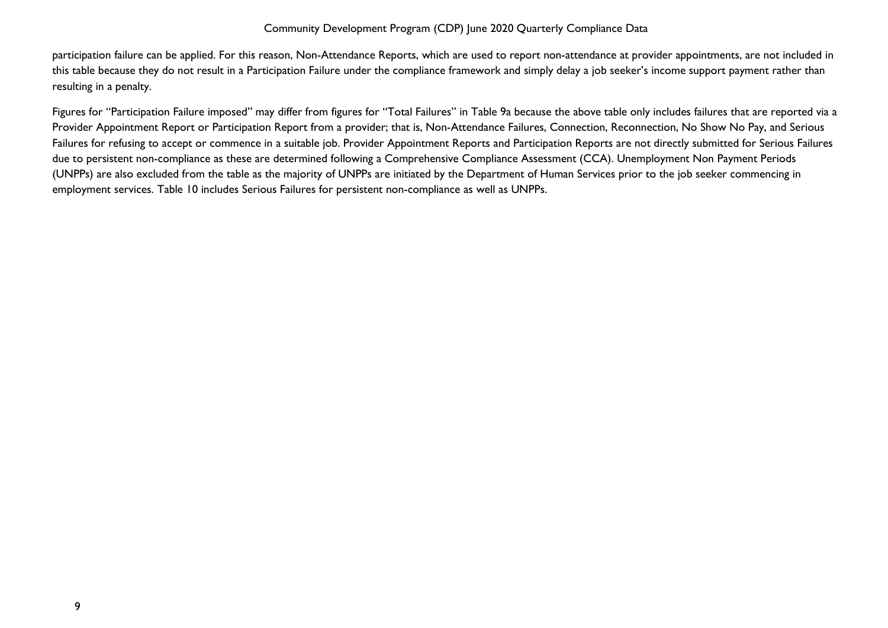participation failure can be applied. For this reason, Non-Attendance Reports, which are used to report non-attendance at provider appointments, are not included in this table because they do not result in a Participation Failure under the compliance framework and simply delay a job seeker's income support payment rather than resulting in a penalty.

Figures for "Participation Failure imposed" may differ from figures for "Total Failures" in Table 9a because the above table only includes failures that are reported via a Provider Appointment Report or Participation Report from a provider; that is, Non-Attendance Failures, Connection, Reconnection, No Show No Pay, and Serious Failures for refusing to accept or commence in a suitable job. Provider Appointment Reports and Participation Reports are not directly submitted for Serious Failures due to persistent non-compliance as these are determined following a Comprehensive Compliance Assessment (CCA). Unemployment Non Payment Periods (UNPPs) are also excluded from the table as the majority of UNPPs are initiated by the Department of Human Services prior to the job seeker commencing in employment services. Table 10 includes Serious Failures for persistent non-compliance as well as UNPPs.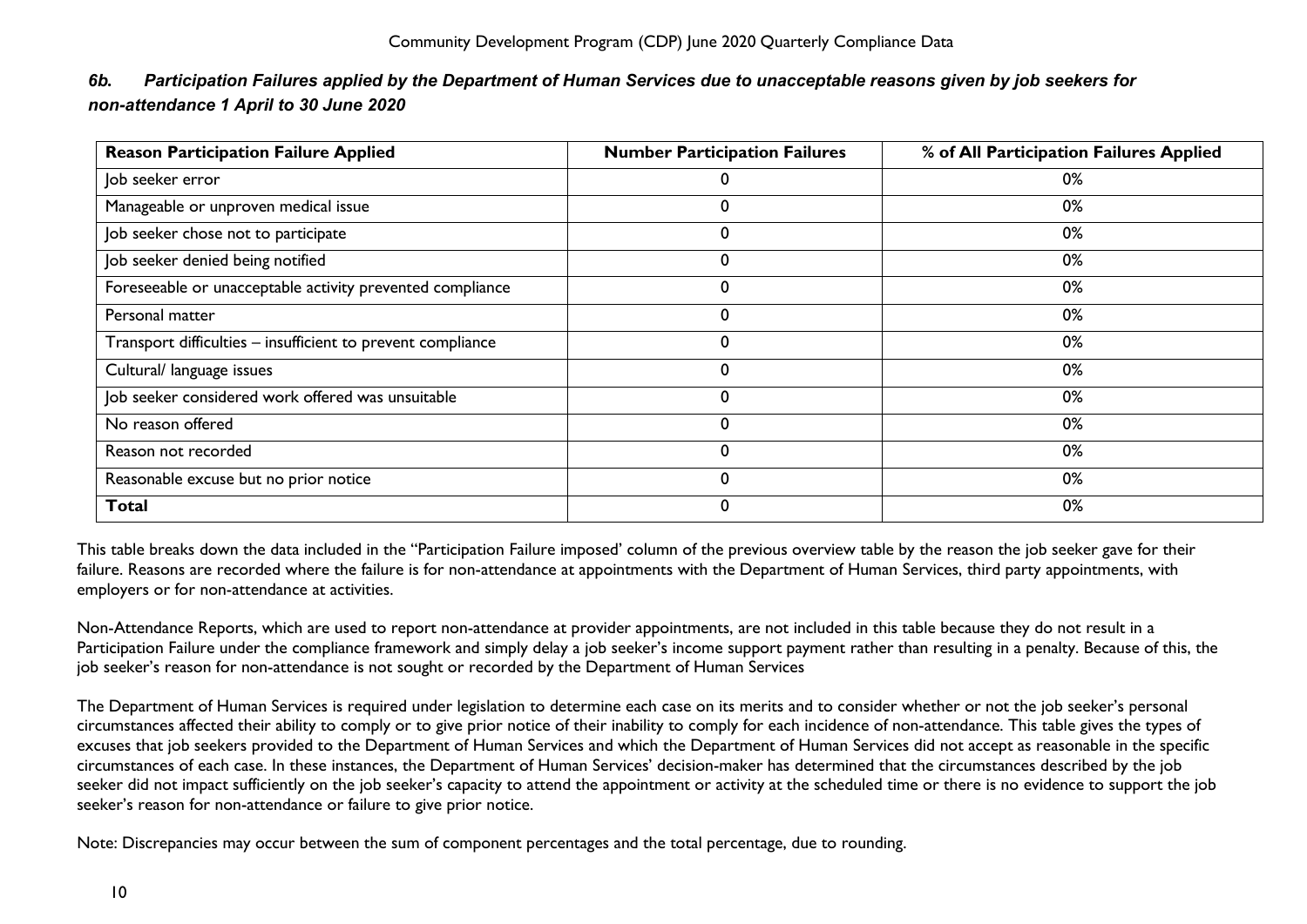### *6b. Participation Failures applied by the Department of Human Services due to unacceptable reasons given by job seekers for non-attendance 1 April to 30 June 2020*

| Reason Participation Failure Applied | Number Participation Failures | % of All Participation Failures Applied |
|---|---|---|
| Job seeker error | 0 | 0% |
| Manageable or unproven medical issue | 0 | 0% |
| Job seeker chose not to participate | 0 | 0% |
| Job seeker denied being notified | 0 | 0% |
| Foreseeable or unacceptable activity prevented compliance | 0 | 0% |
| Personal matter | 0 | 0% |
| Transport difficulties – insufficient to prevent compliance | 0 | 0% |
| Cultural/ language issues | 0 | 0% |
| Job seeker considered work offered was unsuitable | 0 | 0% |
| No reason offered | 0 | 0% |
| Reason not recorded | 0 | 0% |
| Reasonable excuse but no prior notice | 0 | 0% |
| **Total** | 0 | 0% |

This table breaks down the data included in the ''Participation Failure imposed' column of the previous overview table by the reason the job seeker gave for their failure. Reasons are recorded where the failure is for non-attendance at appointments with the Department of Human Services, third party appointments, with employers or for non-attendance at activities.

Non-Attendance Reports, which are used to report non-attendance at provider appointments, are not included in this table because they do not result in a Participation Failure under the compliance framework and simply delay a job seeker's income support payment rather than resulting in a penalty. Because of this, the job seeker's reason for non-attendance is not sought or recorded by the Department of Human Services

The Department of Human Services is required under legislation to determine each case on its merits and to consider whether or not the job seeker's personal circumstances affected their ability to comply or to give prior notice of their inability to comply for each incidence of non-attendance. This table gives the types of excuses that job seekers provided to the Department of Human Services and which the Department of Human Services did not accept as reasonable in the specific circumstances of each case. In these instances, the Department of Human Services' decision-maker has determined that the circumstances described by the job seeker did not impact sufficiently on the job seeker's capacity to attend the appointment or activity at the scheduled time or there is no evidence to support the job seeker's reason for non-attendance or failure to give prior notice.

Note: Discrepancies may occur between the sum of component percentages and the total percentage, due to rounding.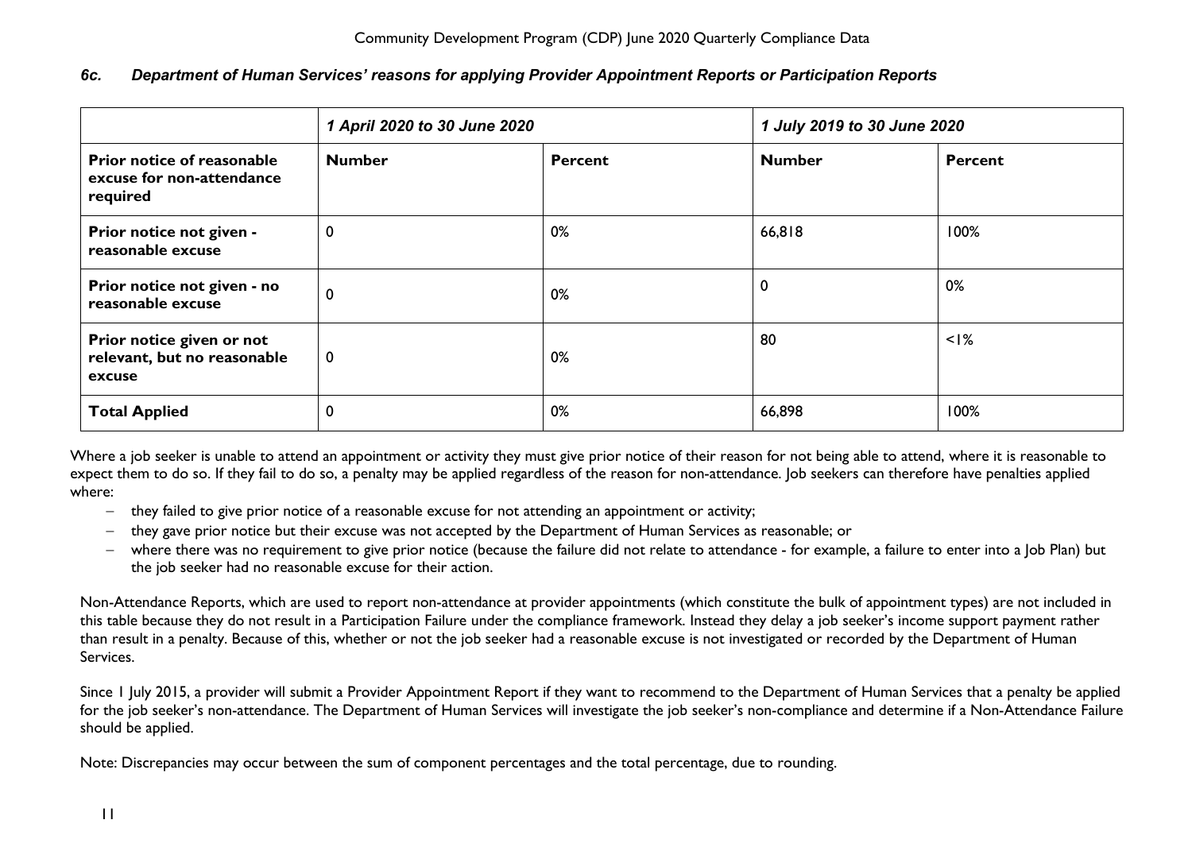### *6c. Department of Human Services' reasons for applying Provider Appointment Reports or Participation Reports*

| | *1 April 2020 to 30 June 2020* | | *1 July 2019 to 30 June 2020* | |
|---|---|---|---|---|
| **Prior notice of reasonable excuse for non-attendance required** | **Number** | **Percent** | **Number** | **Percent** |
| **Prior notice not given - reasonable excuse** | 0 | 0% | 66,818 | 100% |
| **Prior notice not given - no reasonable excuse** | 0 | 0% | 0 | 0% |
| **Prior notice given or not relevant, but no reasonable excuse** | 0 | 0% | 80 | <1% |
| **Total Applied** | 0 | 0% | 66,898 | 100% |

Where a job seeker is unable to attend an appointment or activity they must give prior notice of their reason for not being able to attend, where it is reasonable to expect them to do so. If they fail to do so, a penalty may be applied regardless of the reason for non-attendance. Job seekers can therefore have penalties applied where:

- they failed to give prior notice of a reasonable excuse for not attending an appointment or activity;
- they gave prior notice but their excuse was not accepted by the Department of Human Services as reasonable; or
- where there was no requirement to give prior notice (because the failure did not relate to attendance - for example, a failure to enter into a Job Plan) but the job seeker had no reasonable excuse for their action.

Non-Attendance Reports, which are used to report non-attendance at provider appointments (which constitute the bulk of appointment types) are not included in this table because they do not result in a Participation Failure under the compliance framework. Instead they delay a job seeker's income support payment rather than result in a penalty. Because of this, whether or not the job seeker had a reasonable excuse is not investigated or recorded by the Department of Human Services.

Since 1 July 2015, a provider will submit a Provider Appointment Report if they want to recommend to the Department of Human Services that a penalty be applied for the job seeker's non-attendance. The Department of Human Services will investigate the job seeker's non-compliance and determine if a Non-Attendance Failure should be applied.

Note: Discrepancies may occur between the sum of component percentages and the total percentage, due to rounding.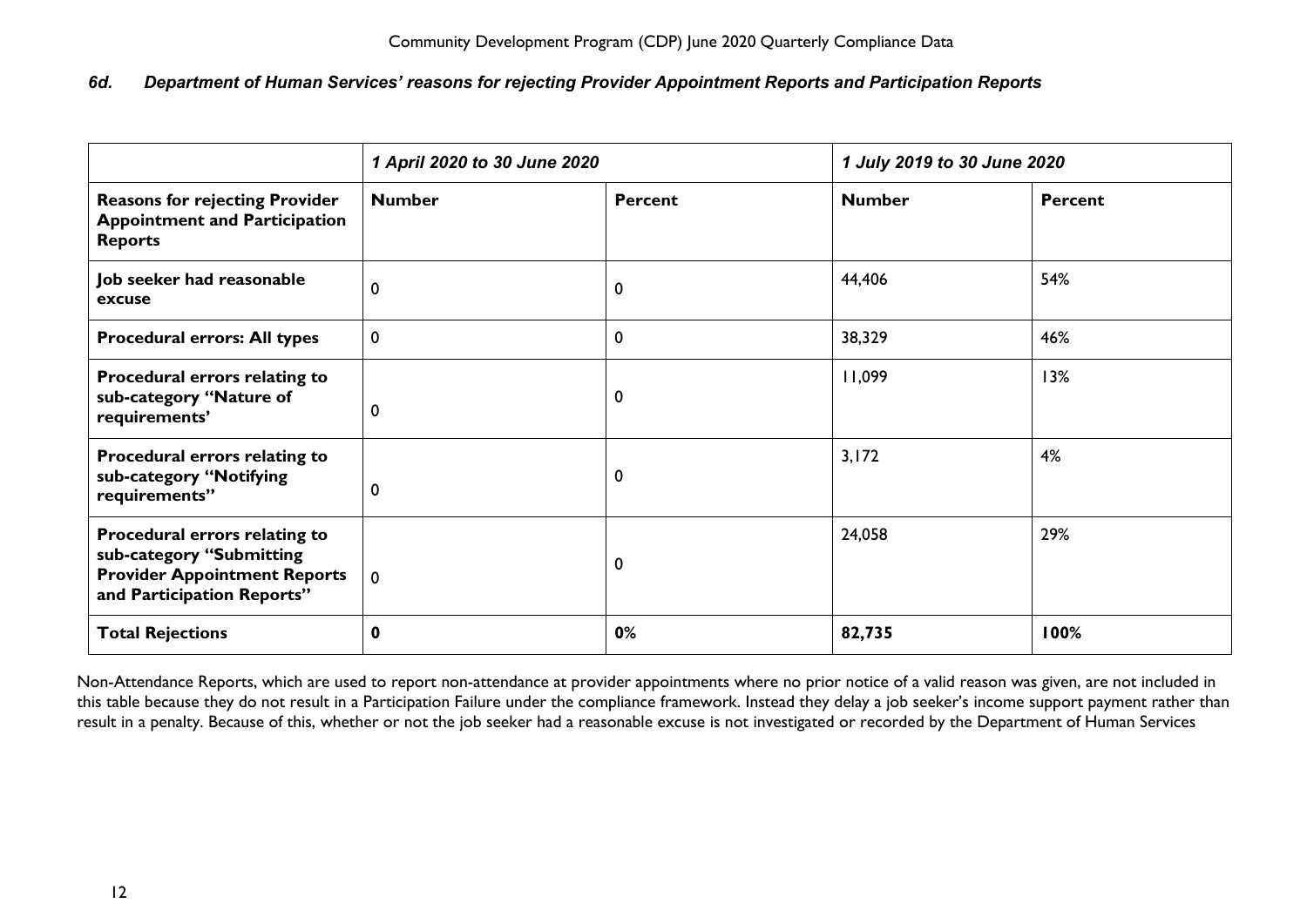### 6d. *Department of Human Services' reasons for rejecting Provider Appointment Reports and Participation Reports*

| | *1 April 2020 to 30 June 2020* | | *1 July 2019 to 30 June 2020* | |
|---|---|---|---|---|
| **Reasons for rejecting Provider Appointment and Participation Reports** | **Number** | **Percent** | **Number** | **Percent** |
| **Job seeker had reasonable excuse** | 0 | 0 | 44,406 | 54% |
| **Procedural errors: All types** | 0 | 0 | 38,329 | 46% |
| **Procedural errors relating to sub-category "Nature of requirements'** | 0 | 0 | 11,099 | 13% |
| **Procedural errors relating to sub-category "Notifying requirements"** | 0 | 0 | 3,172 | 4% |
| **Procedural errors relating to sub-category "Submitting Provider Appointment Reports and Participation Reports"** | 0 | 0 | 24,058 | 29% |
| **Total Rejections** | **0** | **0%** | **82,735** | **100%** |

Non-Attendance Reports, which are used to report non-attendance at provider appointments where no prior notice of a valid reason was given, are not included in this table because they do not result in a Participation Failure under the compliance framework. Instead they delay a job seeker's income support payment rather than result in a penalty. Because of this, whether or not the job seeker had a reasonable excuse is not investigated or recorded by the Department of Human Services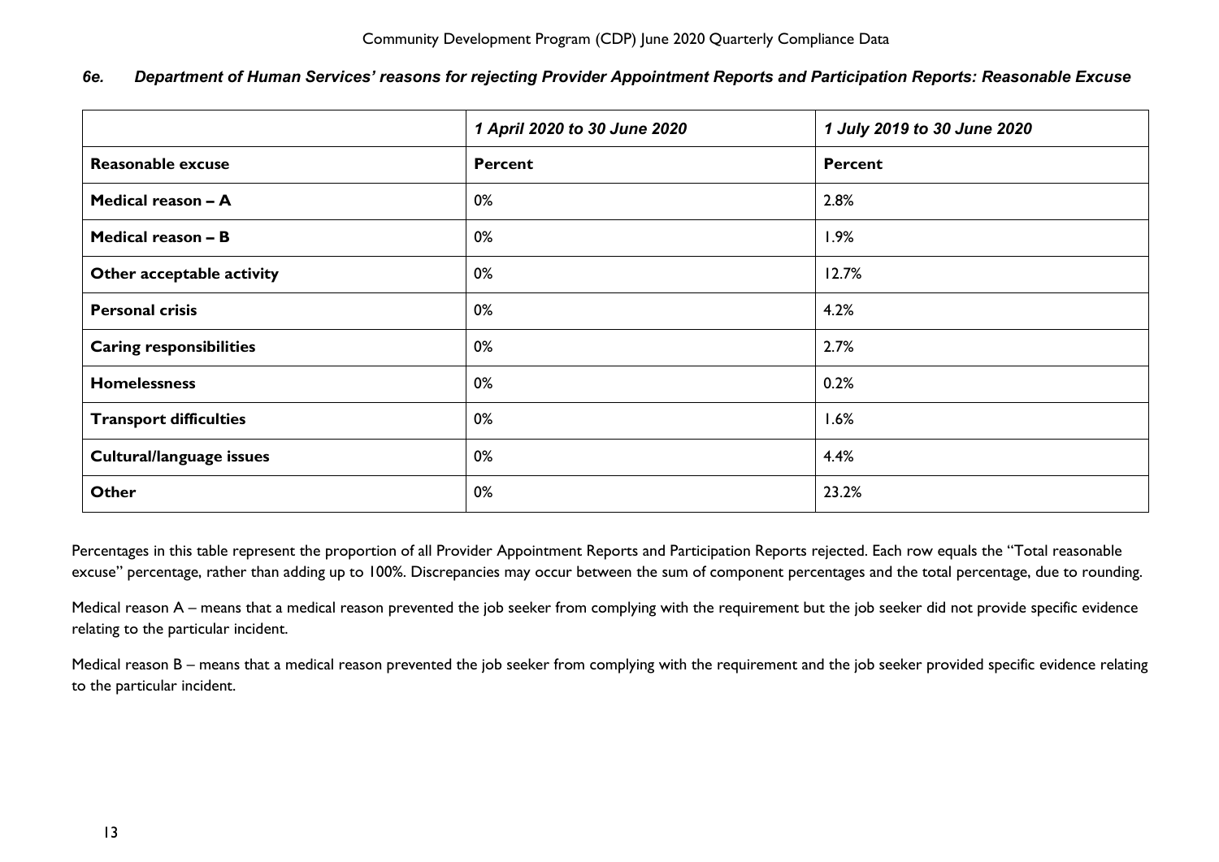### *6e. Department of Human Services' reasons for rejecting Provider Appointment Reports and Participation Reports: Reasonable Excuse*

| | *1 April 2020 to 30 June 2020* | *1 July 2019 to 30 June 2020* |
|---|---|---|
| **Reasonable excuse** | **Percent** | **Percent** |
| **Medical reason – A** | 0% | 2.8% |
| **Medical reason – B** | 0% | 1.9% |
| **Other acceptable activity** | 0% | 12.7% |
| **Personal crisis** | 0% | 4.2% |
| **Caring responsibilities** | 0% | 2.7% |
| **Homelessness** | 0% | 0.2% |
| **Transport difficulties** | 0% | 1.6% |
| **Cultural/language issues** | 0% | 4.4% |
| **Other** | 0% | 23.2% |

Percentages in this table represent the proportion of all Provider Appointment Reports and Participation Reports rejected. Each row equals the "Total reasonable excuse" percentage, rather than adding up to 100%. Discrepancies may occur between the sum of component percentages and the total percentage, due to rounding.

Medical reason A – means that a medical reason prevented the job seeker from complying with the requirement but the job seeker did not provide specific evidence relating to the particular incident.

Medical reason B – means that a medical reason prevented the job seeker from complying with the requirement and the job seeker provided specific evidence relating to the particular incident.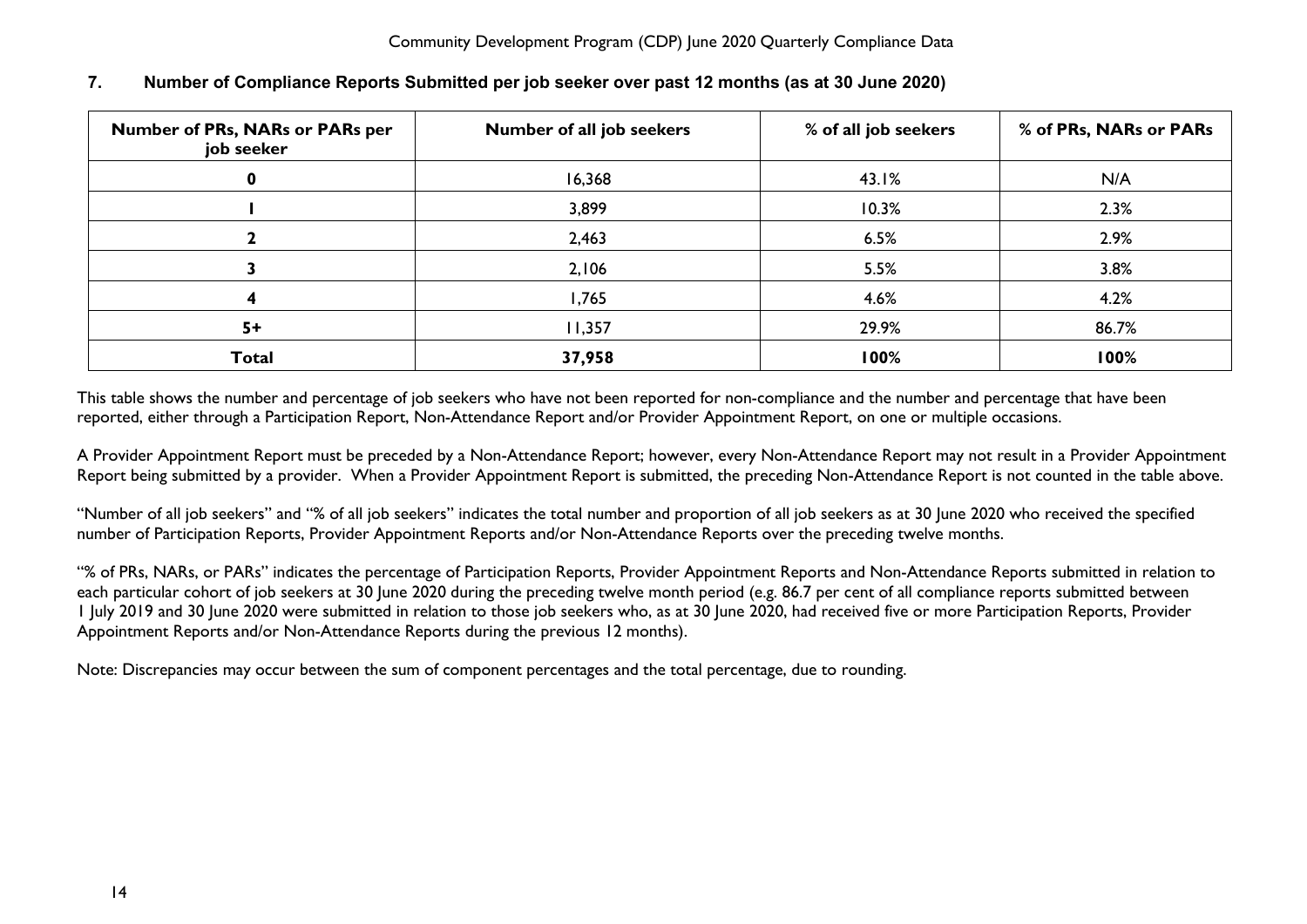## 7. Number of Compliance Reports Submitted per job seeker over past 12 months (as at 30 June 2020)

| Number of PRs, NARs or PARs per job seeker | Number of all job seekers | % of all job seekers | % of PRs, NARs or PARs |
|---|---|---|---|
| **0** | 16,368 | 43.1% | N/A |
| **1** | 3,899 | 10.3% | 2.3% |
| **2** | 2,463 | 6.5% | 2.9% |
| **3** | 2,106 | 5.5% | 3.8% |
| **4** | 1,765 | 4.6% | 4.2% |
| **5+** | 11,357 | 29.9% | 86.7% |
| **Total** | **37,958** | **100%** | **100%** |

This table shows the number and percentage of job seekers who have not been reported for non-compliance and the number and percentage that have been reported, either through a Participation Report, Non-Attendance Report and/or Provider Appointment Report, on one or multiple occasions.

A Provider Appointment Report must be preceded by a Non-Attendance Report; however, every Non-Attendance Report may not result in a Provider Appointment Report being submitted by a provider. When a Provider Appointment Report is submitted, the preceding Non-Attendance Report is not counted in the table above.

"Number of all job seekers" and "% of all job seekers" indicates the total number and proportion of all job seekers as at 30 June 2020 who received the specified number of Participation Reports, Provider Appointment Reports and/or Non-Attendance Reports over the preceding twelve months.

"% of PRs, NARs, or PARs" indicates the percentage of Participation Reports, Provider Appointment Reports and Non-Attendance Reports submitted in relation to each particular cohort of job seekers at 30 June 2020 during the preceding twelve month period (e.g. 86.7 per cent of all compliance reports submitted between 1 July 2019 and 30 June 2020 were submitted in relation to those job seekers who, as at 30 June 2020, had received five or more Participation Reports, Provider Appointment Reports and/or Non-Attendance Reports during the previous 12 months).

Note: Discrepancies may occur between the sum of component percentages and the total percentage, due to rounding.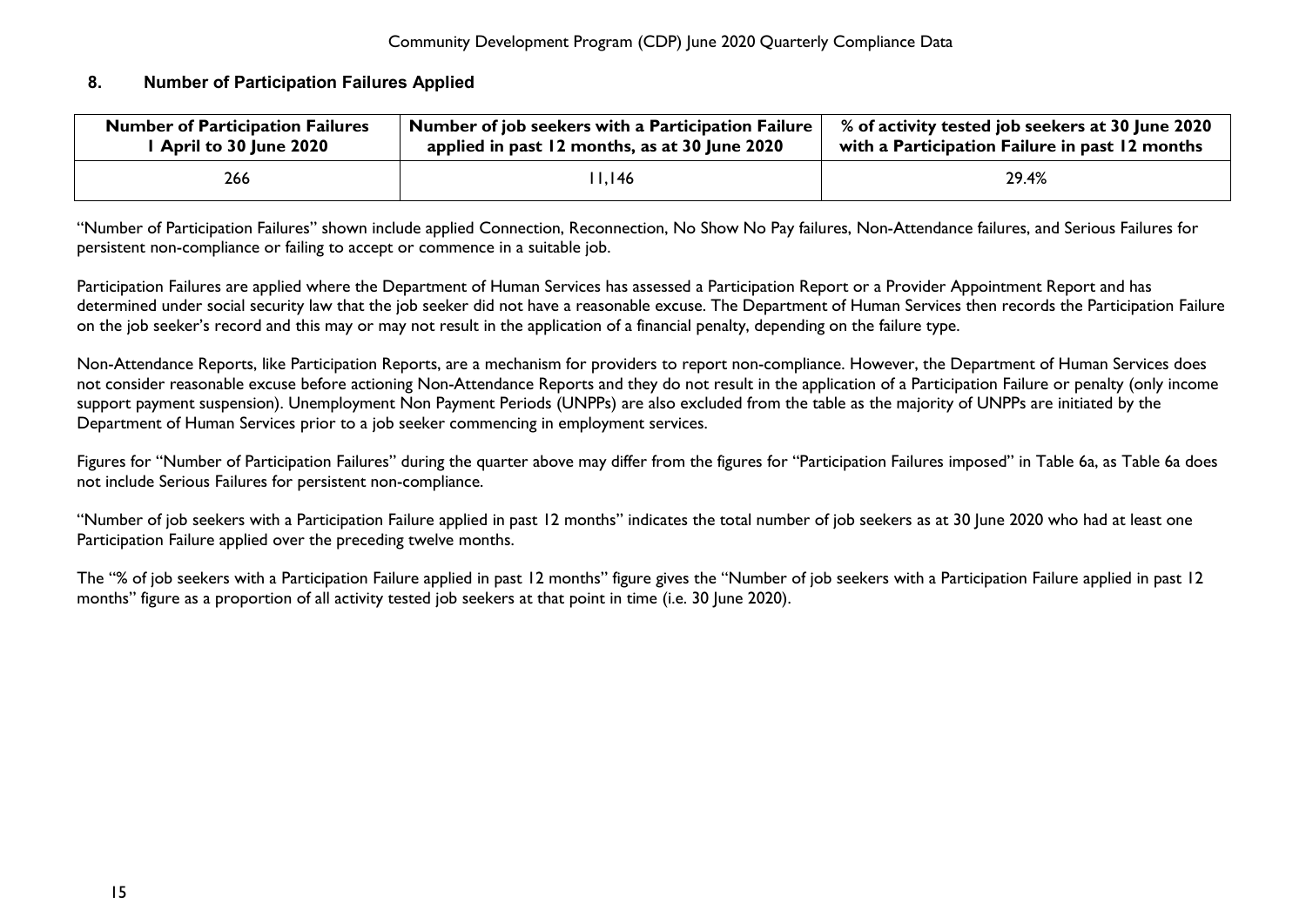## 8. Number of Participation Failures Applied

| Number of Participation Failures 1 April to 30 June 2020 | Number of job seekers with a Participation Failure applied in past 12 months, as at 30 June 2020 | % of activity tested job seekers at 30 June 2020 with a Participation Failure in past 12 months |
|---|---|---|
| 266 | 11,146 | 29.4% |

"Number of Participation Failures" shown include applied Connection, Reconnection, No Show No Pay failures, Non-Attendance failures, and Serious Failures for persistent non-compliance or failing to accept or commence in a suitable job.

Participation Failures are applied where the Department of Human Services has assessed a Participation Report or a Provider Appointment Report and has determined under social security law that the job seeker did not have a reasonable excuse. The Department of Human Services then records the Participation Failure on the job seeker's record and this may or may not result in the application of a financial penalty, depending on the failure type.

Non-Attendance Reports, like Participation Reports, are a mechanism for providers to report non-compliance. However, the Department of Human Services does not consider reasonable excuse before actioning Non-Attendance Reports and they do not result in the application of a Participation Failure or penalty (only income support payment suspension). Unemployment Non Payment Periods (UNPPs) are also excluded from the table as the majority of UNPPs are initiated by the Department of Human Services prior to a job seeker commencing in employment services.

Figures for "Number of Participation Failures" during the quarter above may differ from the figures for "Participation Failures imposed" in Table 6a, as Table 6a does not include Serious Failures for persistent non-compliance.

"Number of job seekers with a Participation Failure applied in past 12 months" indicates the total number of job seekers as at 30 June 2020 who had at least one Participation Failure applied over the preceding twelve months.

The "% of job seekers with a Participation Failure applied in past 12 months" figure gives the "Number of job seekers with a Participation Failure applied in past 12 months" figure as a proportion of all activity tested job seekers at that point in time (i.e. 30 June 2020).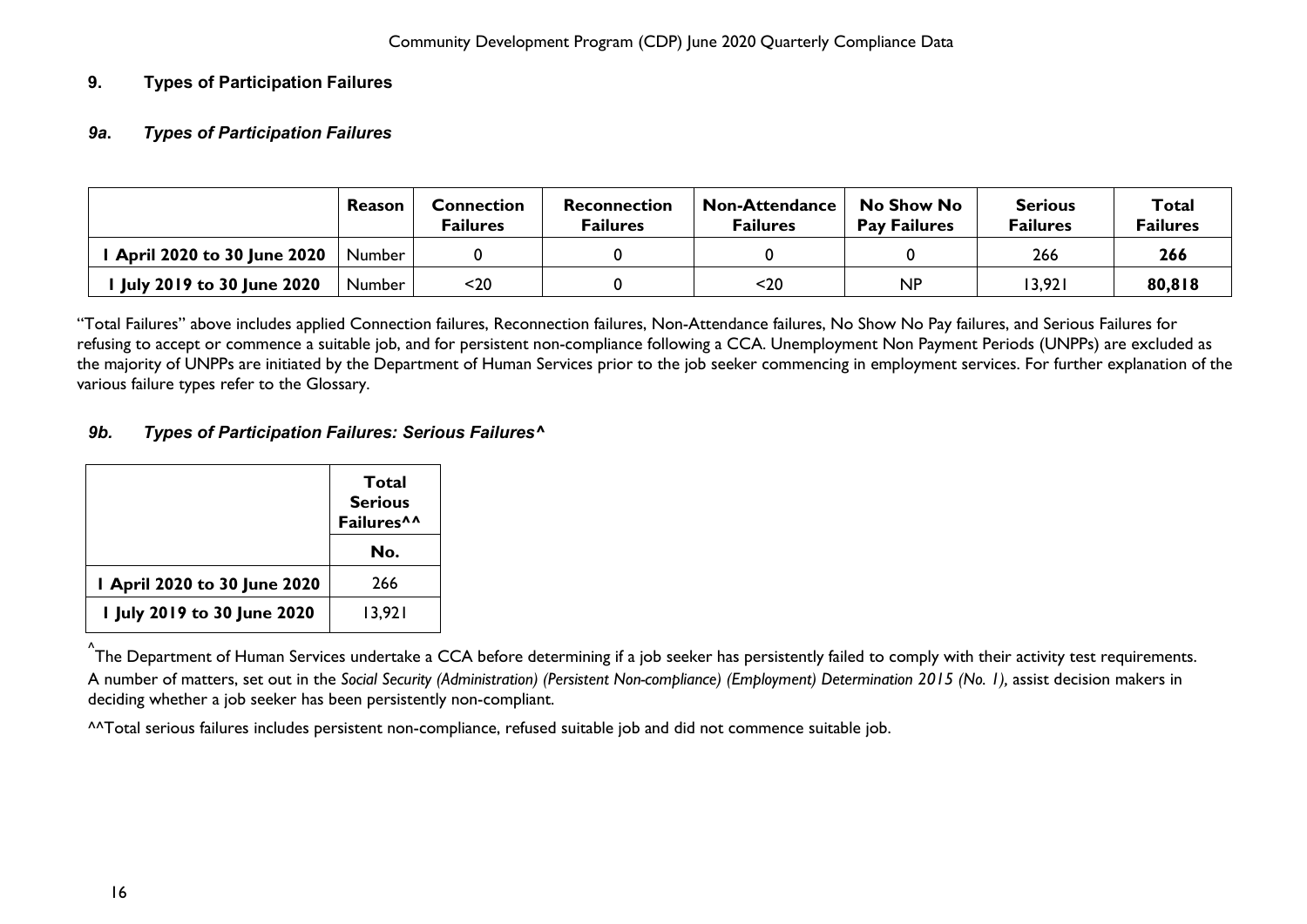## 9. Types of Participation Failures

### *9a. Types of Participation Failures*

| | Reason | Connection Failures | Reconnection Failures | Non-Attendance Failures | No Show No Pay Failures | Serious Failures | Total Failures |
|---|---|---|---|---|---|---|---|
| **1 April 2020 to 30 June 2020** | Number | 0 | 0 | 0 | 0 | 266 | **266** |
| **1 July 2019 to 30 June 2020** | Number | <20 | 0 | <20 | NP | 13,921 | **80,818** |

"Total Failures" above includes applied Connection failures, Reconnection failures, Non-Attendance failures, No Show No Pay failures, and Serious Failures for refusing to accept or commence a suitable job, and for persistent non-compliance following a CCA. Unemployment Non Payment Periods (UNPPs) are excluded as the majority of UNPPs are initiated by the Department of Human Services prior to the job seeker commencing in employment services. For further explanation of the various failure types refer to the Glossary.

### *9b. Types of Participation Failures: Serious Failures^*

| | Total Serious Failures^^ |
|---|---|
| | **No.** |
| **1 April 2020 to 30 June 2020** | 266 |
| **1 July 2019 to 30 June 2020** | 13,921 |

^The Department of Human Services undertake a CCA before determining if a job seeker has persistently failed to comply with their activity test requirements. A number of matters, set out in the *Social Security (Administration) (Persistent Non-compliance) (Employment) Determination 2015 (No. 1)*, assist decision makers in deciding whether a job seeker has been persistently non-compliant.

^^Total serious failures includes persistent non-compliance, refused suitable job and did not commence suitable job.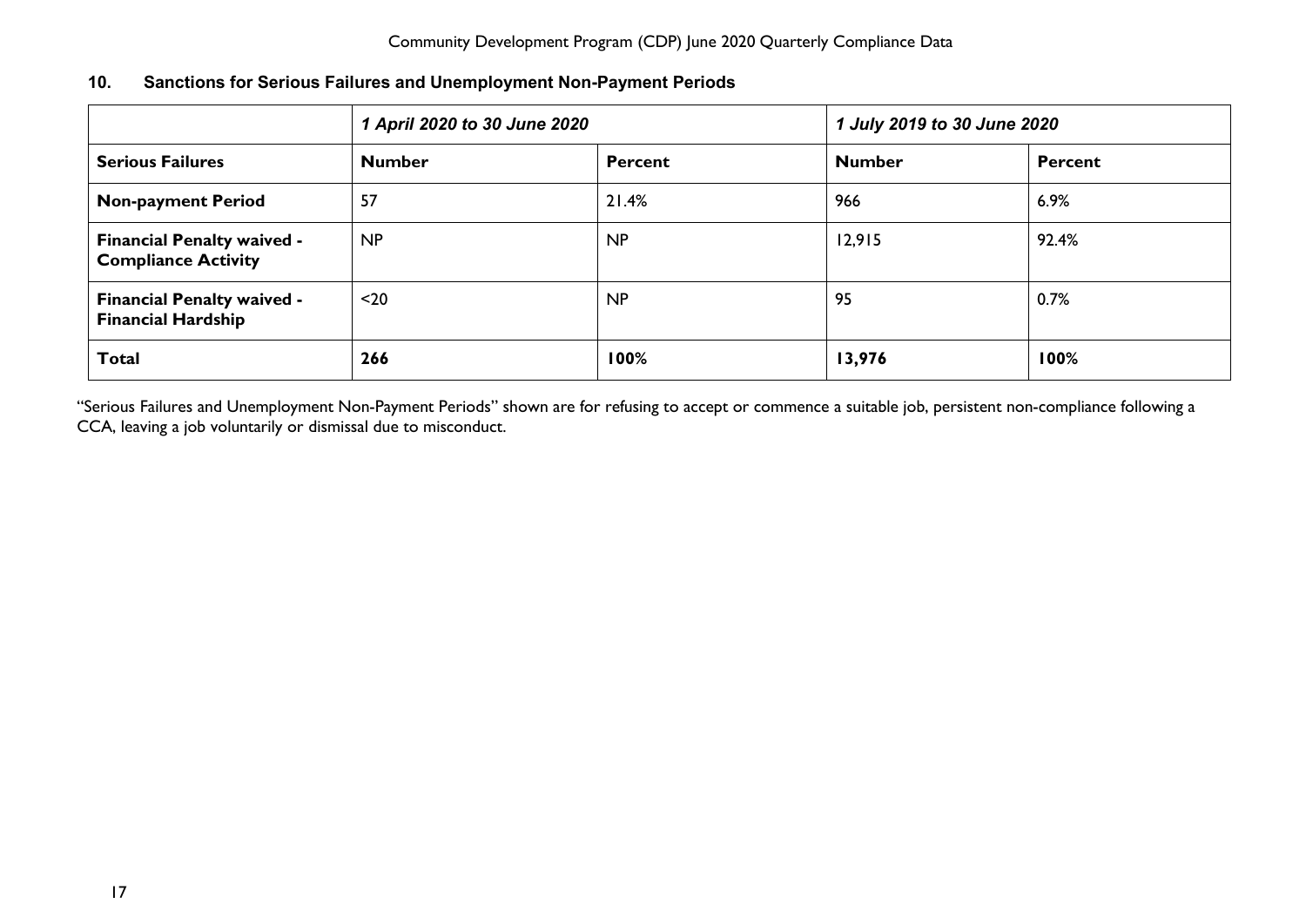## 10. Sanctions for Serious Failures and Unemployment Non-Payment Periods

| | *1 April 2020 to 30 June 2020* | | *1 July 2019 to 30 June 2020* | |
|---|---|---|---|---|
| **Serious Failures** | **Number** | **Percent** | **Number** | **Percent** |
| **Non-payment Period** | 57 | 21.4% | 966 | 6.9% |
| **Financial Penalty waived - Compliance Activity** | NP | NP | 12,915 | 92.4% |
| **Financial Penalty waived - Financial Hardship** | <20 | NP | 95 | 0.7% |
| **Total** | **266** | **100%** | **13,976** | **100%** |

"Serious Failures and Unemployment Non-Payment Periods" shown are for refusing to accept or commence a suitable job, persistent non-compliance following a CCA, leaving a job voluntarily or dismissal due to misconduct.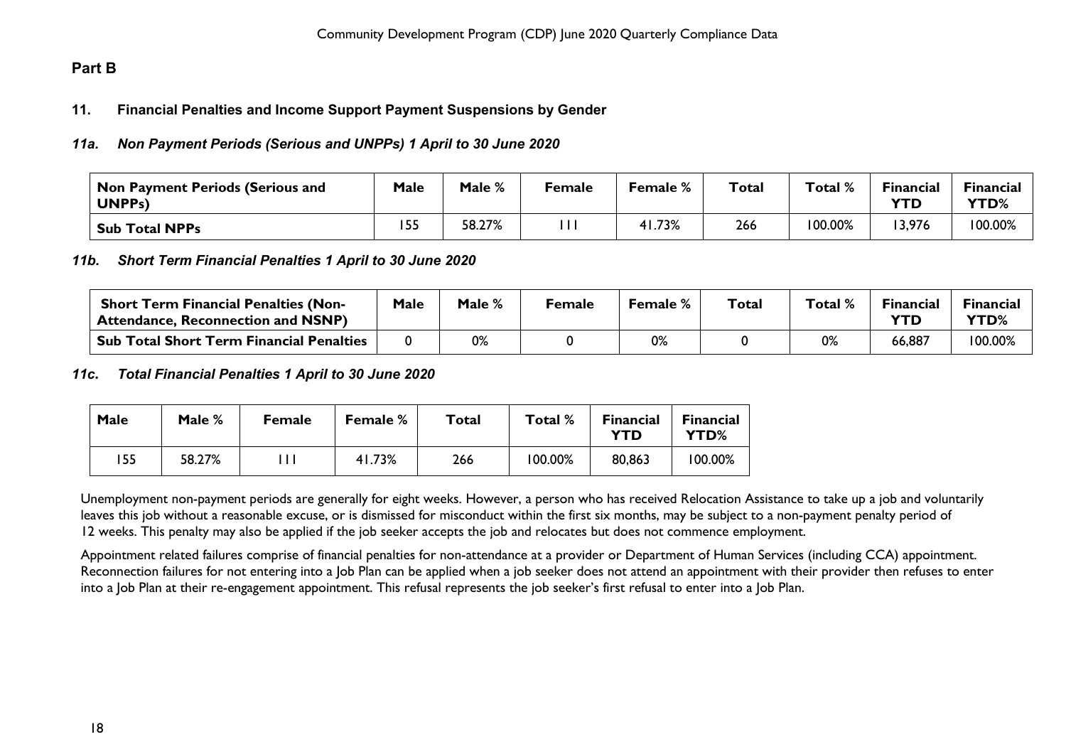## Part B

### 11. Financial Penalties and Income Support Payment Suspensions by Gender

#### *11a. Non Payment Periods (Serious and UNPPs) 1 April to 30 June 2020*

| Non Payment Periods (Serious and UNPPs) | Male | Male % | Female | Female % | Total | Total % | Financial YTD | Financial YTD% |
|---|---|---|---|---|---|---|---|---|
| **Sub Total NPPs** | 155 | 58.27% | 111 | 41.73% | 266 | 100.00% | 13,976 | 100.00% |

#### *11b. Short Term Financial Penalties 1 April to 30 June 2020*

| Short Term Financial Penalties (Non-Attendance, Reconnection and NSNP) | Male | Male % | Female | Female % | Total | Total % | Financial YTD | Financial YTD% |
|---|---|---|---|---|---|---|---|---|
| **Sub Total Short Term Financial Penalties** | 0 | 0% | 0 | 0% | 0 | 0% | 66,887 | 100.00% |

#### *11c. Total Financial Penalties 1 April to 30 June 2020*

| Male | Male % | Female | Female % | Total | Total % | Financial YTD | Financial YTD% |
|---|---|---|---|---|---|---|---|
| 155 | 58.27% | 111 | 41.73% | 266 | 100.00% | 80,863 | 100.00% |

Unemployment non-payment periods are generally for eight weeks. However, a person who has received Relocation Assistance to take up a job and voluntarily leaves this job without a reasonable excuse, or is dismissed for misconduct within the first six months, may be subject to a non-payment penalty period of 12 weeks. This penalty may also be applied if the job seeker accepts the job and relocates but does not commence employment.

Appointment related failures comprise of financial penalties for non-attendance at a provider or Department of Human Services (including CCA) appointment. Reconnection failures for not entering into a Job Plan can be applied when a job seeker does not attend an appointment with their provider then refuses to enter into a Job Plan at their re-engagement appointment. This refusal represents the job seeker's first refusal to enter into a Job Plan.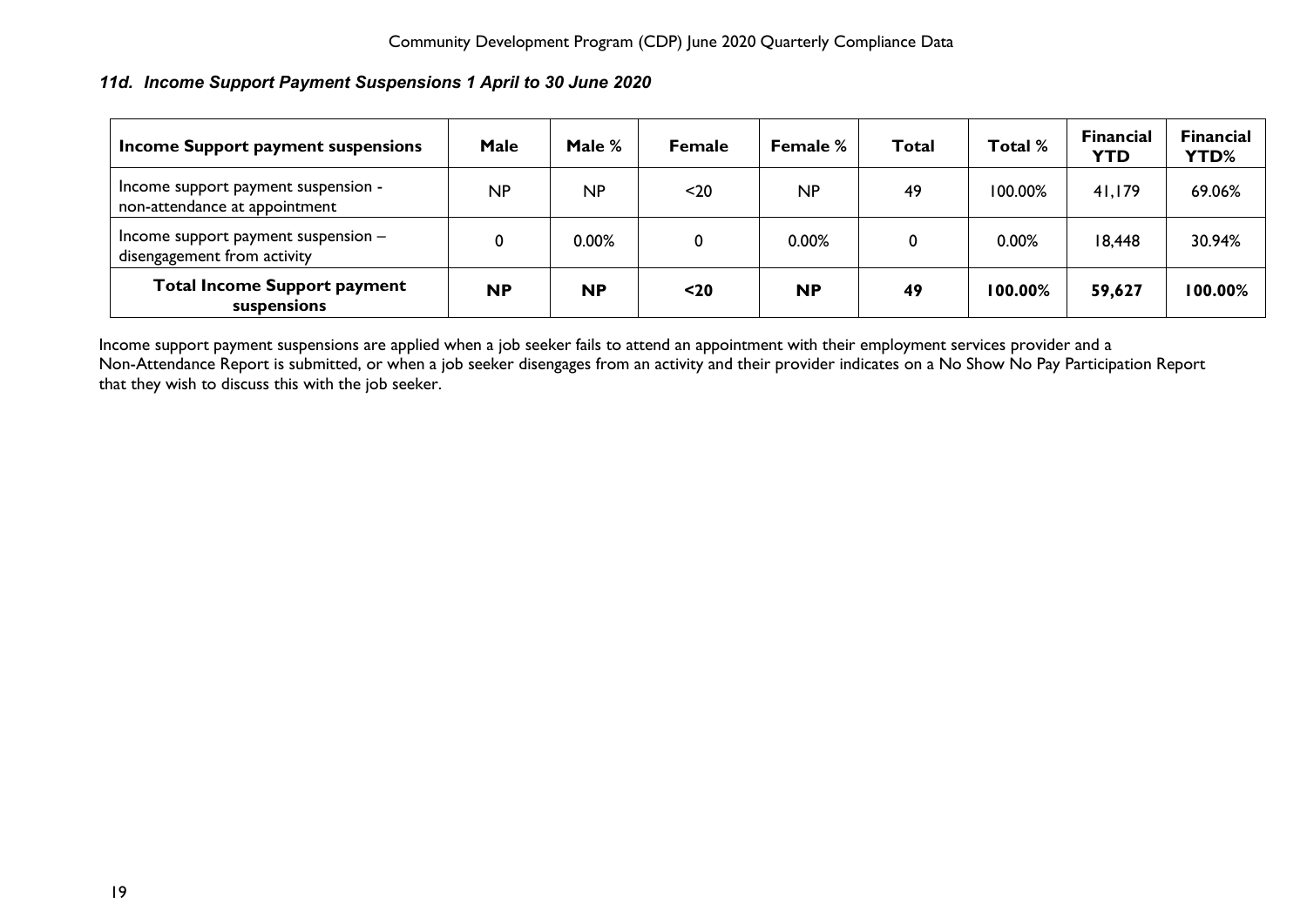### *11d. Income Support Payment Suspensions 1 April to 30 June 2020*

| Income Support payment suspensions | Male | Male % | Female | Female % | Total | Total % | Financial YTD | Financial YTD% |
|---|---|---|---|---|---|---|---|---|
| Income support payment suspension - non-attendance at appointment | NP | NP | <20 | NP | 49 | 100.00% | 41,179 | 69.06% |
| Income support payment suspension – disengagement from activity | 0 | 0.00% | 0 | 0.00% | 0 | 0.00% | 18,448 | 30.94% |
| **Total Income Support payment suspensions** | **NP** | **NP** | **<20** | **NP** | **49** | **100.00%** | **59,627** | **100.00%** |

Income support payment suspensions are applied when a job seeker fails to attend an appointment with their employment services provider and a Non-Attendance Report is submitted, or when a job seeker disengages from an activity and their provider indicates on a No Show No Pay Participation Report that they wish to discuss this with the job seeker.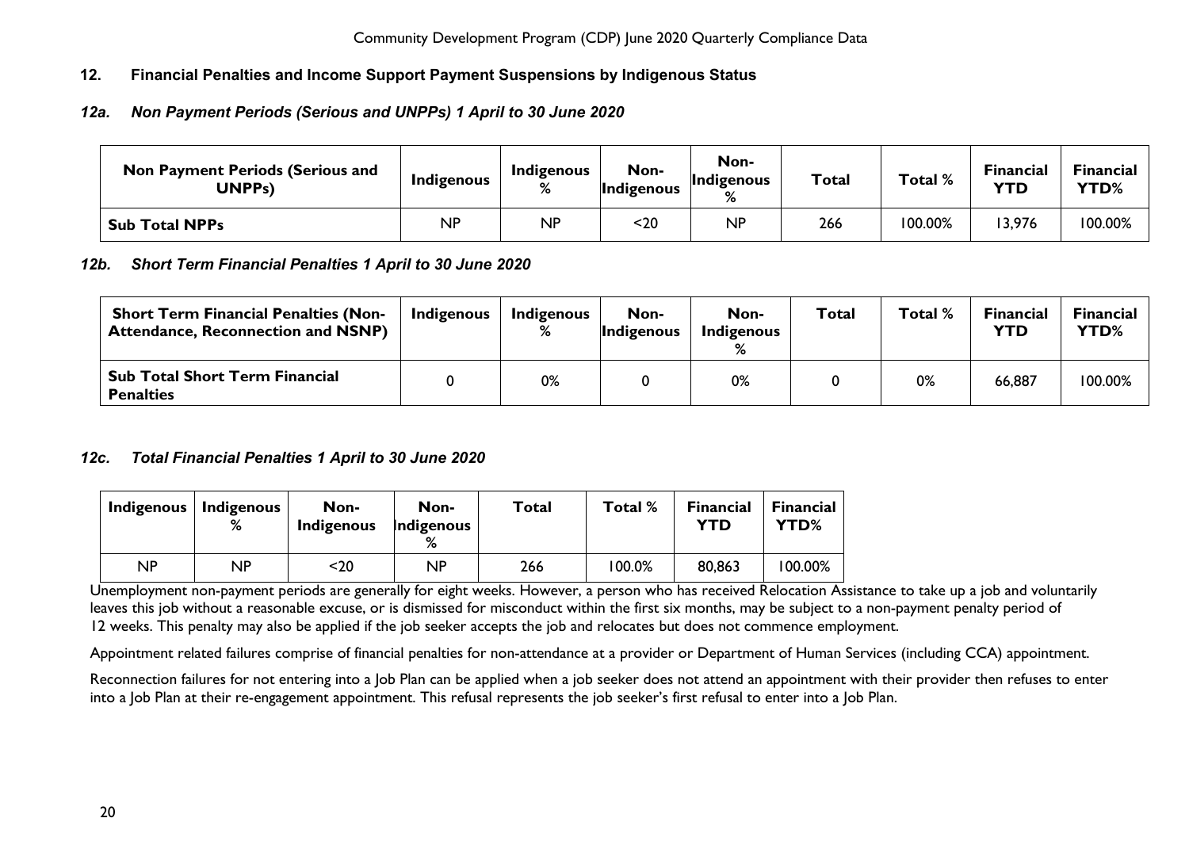## 12. Financial Penalties and Income Support Payment Suspensions by Indigenous Status

### *12a. Non Payment Periods (Serious and UNPPs) 1 April to 30 June 2020*

| Non Payment Periods (Serious and UNPPs) | Indigenous | Indigenous % | Non-Indigenous | Non-Indigenous % | Total | Total % | Financial YTD | Financial YTD% |
|---|---|---|---|---|---|---|---|---|
| **Sub Total NPPs** | NP | NP | <20 | NP | 266 | 100.00% | 13,976 | 100.00% |

### *12b. Short Term Financial Penalties 1 April to 30 June 2020*

| Short Term Financial Penalties (Non-Attendance, Reconnection and NSNP) | Indigenous | Indigenous % | Non-Indigenous | Non-Indigenous % | Total | Total % | Financial YTD | Financial YTD% |
|---|---|---|---|---|---|---|---|---|
| **Sub Total Short Term Financial Penalties** | 0 | 0% | 0 | 0% | 0 | 0% | 66,887 | 100.00% |

### *12c. Total Financial Penalties 1 April to 30 June 2020*

| Indigenous | Indigenous % | Non-Indigenous | Non-Indigenous % | Total | Total % | Financial YTD | Financial YTD% |
|---|---|---|---|---|---|---|---|
| NP | NP | <20 | NP | 266 | 100.0% | 80,863 | 100.00% |

Unemployment non-payment periods are generally for eight weeks. However, a person who has received Relocation Assistance to take up a job and voluntarily leaves this job without a reasonable excuse, or is dismissed for misconduct within the first six months, may be subject to a non-payment penalty period of 12 weeks. This penalty may also be applied if the job seeker accepts the job and relocates but does not commence employment.

Appointment related failures comprise of financial penalties for non-attendance at a provider or Department of Human Services (including CCA) appointment.

Reconnection failures for not entering into a Job Plan can be applied when a job seeker does not attend an appointment with their provider then refuses to enter into a Job Plan at their re-engagement appointment. This refusal represents the job seeker's first refusal to enter into a Job Plan.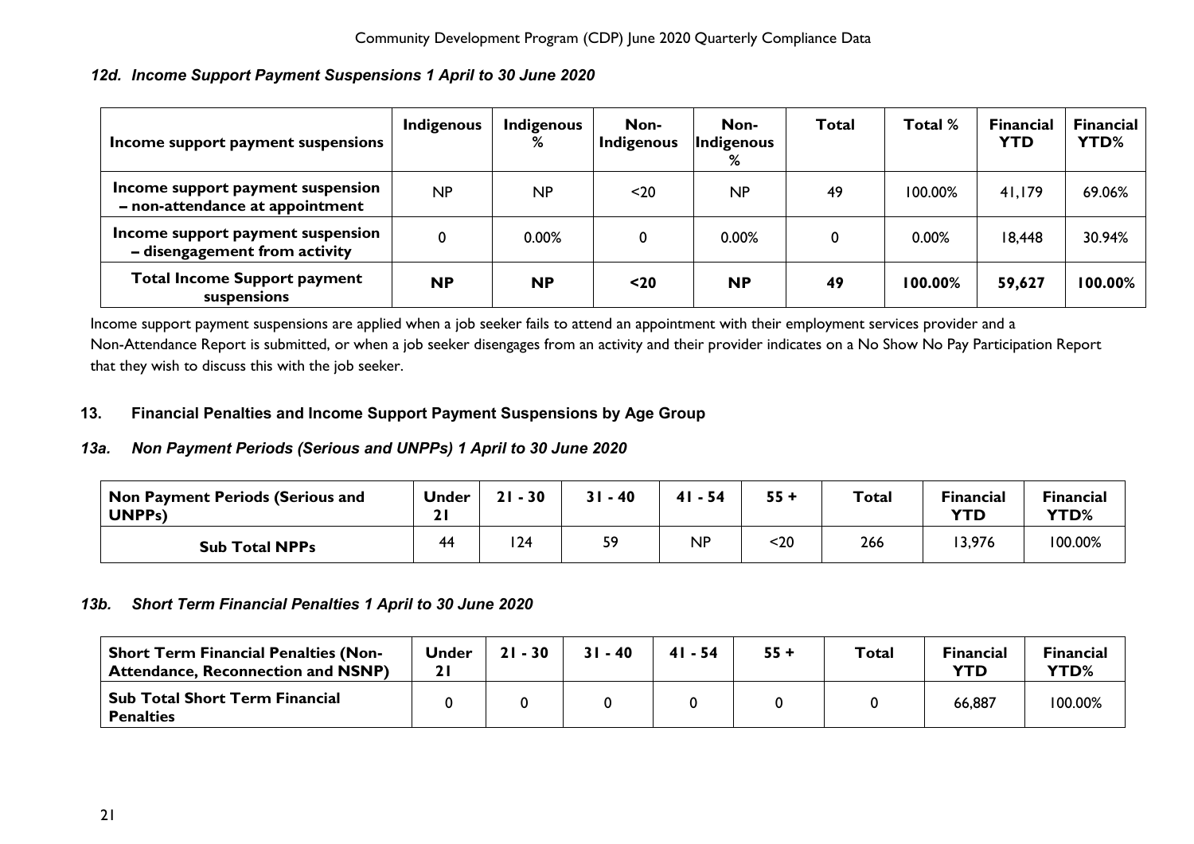### *12d. Income Support Payment Suspensions 1 April to 30 June 2020*

| Income support payment suspensions | Indigenous | Indigenous % | Non-Indigenous | Non-Indigenous % | Total | Total % | Financial YTD | Financial YTD% |
|---|---|---|---|---|---|---|---|---|
| Income support payment suspension – non-attendance at appointment | NP | NP | <20 | NP | 49 | 100.00% | 41,179 | 69.06% |
| Income support payment suspension – disengagement from activity | 0 | 0.00% | 0 | 0.00% | 0 | 0.00% | 18,448 | 30.94% |
| **Total Income Support payment suspensions** | **NP** | **NP** | **<20** | **NP** | **49** | **100.00%** | **59,627** | **100.00%** |

Income support payment suspensions are applied when a job seeker fails to attend an appointment with their employment services provider and a Non-Attendance Report is submitted, or when a job seeker disengages from an activity and their provider indicates on a No Show No Pay Participation Report that they wish to discuss this with the job seeker.

## 13. Financial Penalties and Income Support Payment Suspensions by Age Group

### *13a. Non Payment Periods (Serious and UNPPs) 1 April to 30 June 2020*

| Non Payment Periods (Serious and UNPPs) | Under 21 | 21 - 30 | 31 - 40 | 41 - 54 | 55 + | Total | Financial YTD | Financial YTD% |
|---|---|---|---|---|---|---|---|---|
| **Sub Total NPPs** | 44 | 124 | 59 | NP | <20 | 266 | 13,976 | 100.00% |

### *13b. Short Term Financial Penalties 1 April to 30 June 2020*

| Short Term Financial Penalties (Non-Attendance, Reconnection and NSNP) | Under 21 | 21 - 30 | 31 - 40 | 41 - 54 | 55 + | Total | Financial YTD | Financial YTD% |
|---|---|---|---|---|---|---|---|---|
| **Sub Total Short Term Financial Penalties** | 0 | 0 | 0 | 0 | 0 | 0 | 66,887 | 100.00% |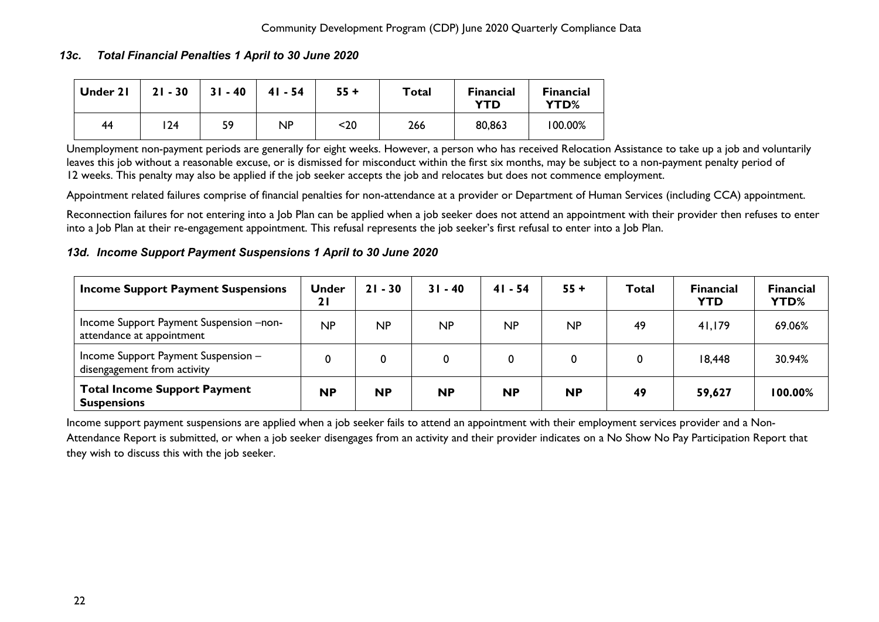### *13c. Total Financial Penalties 1 April to 30 June 2020*

| Under 21 | 21 - 30 | 31 - 40 | 41 - 54 | 55 + | Total | Financial YTD | Financial YTD% |
|---|---|---|---|---|---|---|---|
| 44 | 124 | 59 | NP | <20 | 266 | 80,863 | 100.00% |

Unemployment non-payment periods are generally for eight weeks. However, a person who has received Relocation Assistance to take up a job and voluntarily leaves this job without a reasonable excuse, or is dismissed for misconduct within the first six months, may be subject to a non-payment penalty period of 12 weeks. This penalty may also be applied if the job seeker accepts the job and relocates but does not commence employment.

Appointment related failures comprise of financial penalties for non-attendance at a provider or Department of Human Services (including CCA) appointment.

Reconnection failures for not entering into a Job Plan can be applied when a job seeker does not attend an appointment with their provider then refuses to enter into a Job Plan at their re-engagement appointment. This refusal represents the job seeker's first refusal to enter into a Job Plan.

### *13d. Income Support Payment Suspensions 1 April to 30 June 2020*

| Income Support Payment Suspensions | Under 21 | 21 - 30 | 31 - 40 | 41 - 54 | 55 + | Total | Financial YTD | Financial YTD% |
|---|---|---|---|---|---|---|---|---|
| Income Support Payment Suspension –non-attendance at appointment | NP | NP | NP | NP | NP | 49 | 41,179 | 69.06% |
| Income Support Payment Suspension – disengagement from activity | 0 | 0 | 0 | 0 | 0 | 0 | 18,448 | 30.94% |
| **Total Income Support Payment Suspensions** | **NP** | **NP** | **NP** | **NP** | **NP** | **49** | **59,627** | **100.00%** |

Income support payment suspensions are applied when a job seeker fails to attend an appointment with their employment services provider and a Non-Attendance Report is submitted, or when a job seeker disengages from an activity and their provider indicates on a No Show No Pay Participation Report that they wish to discuss this with the job seeker.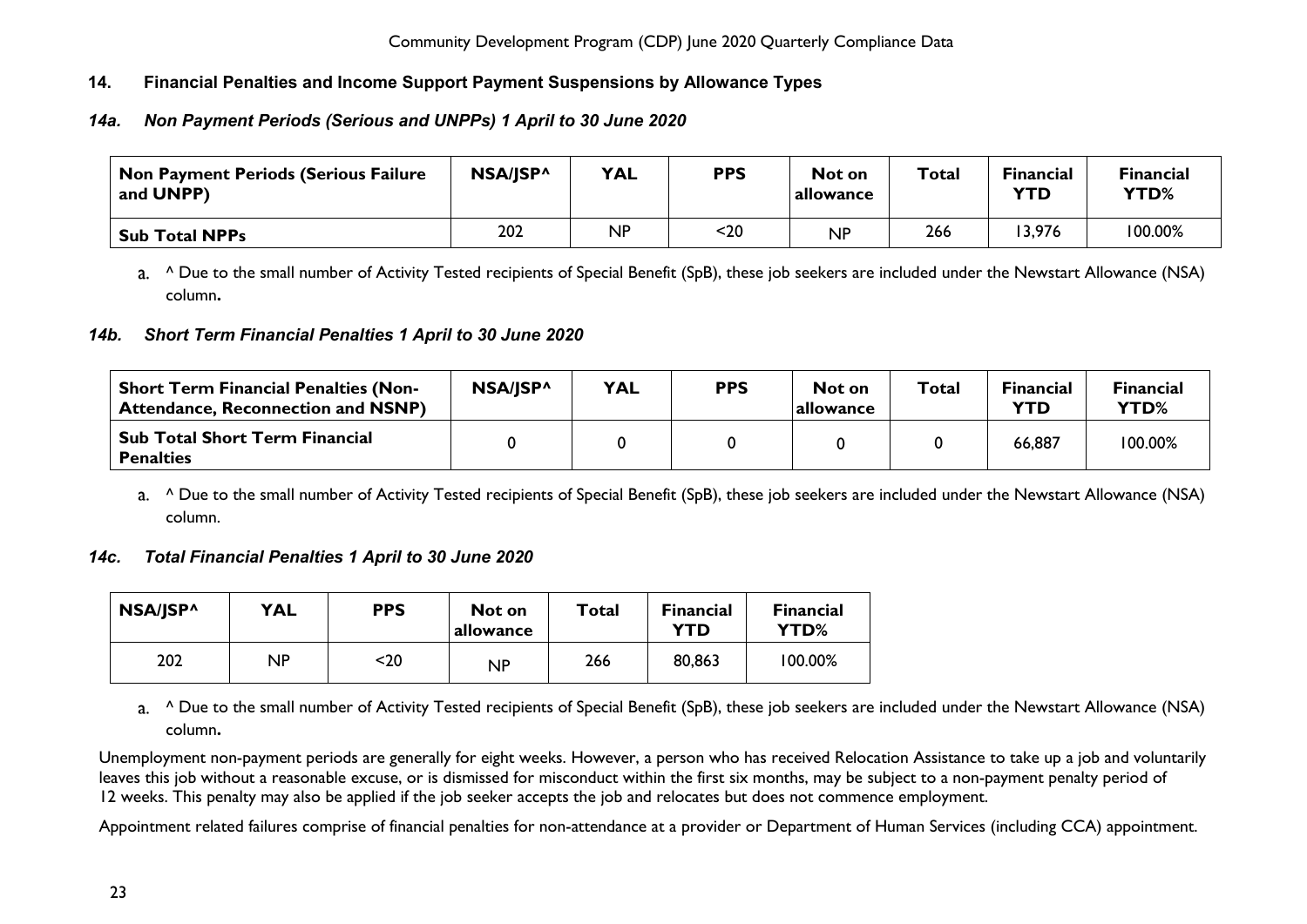## 14. Financial Penalties and Income Support Payment Suspensions by Allowance Types

### *14a. Non Payment Periods (Serious and UNPPs) 1 April to 30 June 2020*

| Non Payment Periods (Serious Failure and UNPP) | NSA/JSP^ | YAL | PPS | Not on allowance | Total | Financial YTD | Financial YTD% |
|---|---|---|---|---|---|---|---|
| **Sub Total NPPs** | 202 | NP | <20 | NP | 266 | 13,976 | 100.00% |

a. ^ Due to the small number of Activity Tested recipients of Special Benefit (SpB), these job seekers are included under the Newstart Allowance (NSA) column**.**

### *14b. Short Term Financial Penalties 1 April to 30 June 2020*

| Short Term Financial Penalties (Non-Attendance, Reconnection and NSNP) | NSA/JSP^ | YAL | PPS | Not on allowance | Total | Financial YTD | Financial YTD% |
|---|---|---|---|---|---|---|---|
| **Sub Total Short Term Financial Penalties** | 0 | 0 | 0 | 0 | 0 | 66,887 | 100.00% |

a. ^ Due to the small number of Activity Tested recipients of Special Benefit (SpB), these job seekers are included under the Newstart Allowance (NSA) column.

### *14c. Total Financial Penalties 1 April to 30 June 2020*

| NSA/JSP^ | YAL | PPS | Not on allowance | Total | Financial YTD | Financial YTD% |
|---|---|---|---|---|---|---|
| 202 | NP | <20 | NP | 266 | 80,863 | 100.00% |

a. ^ Due to the small number of Activity Tested recipients of Special Benefit (SpB), these job seekers are included under the Newstart Allowance (NSA) column**.**

Unemployment non-payment periods are generally for eight weeks. However, a person who has received Relocation Assistance to take up a job and voluntarily leaves this job without a reasonable excuse, or is dismissed for misconduct within the first six months, may be subject to a non-payment penalty period of 12 weeks. This penalty may also be applied if the job seeker accepts the job and relocates but does not commence employment.

Appointment related failures comprise of financial penalties for non-attendance at a provider or Department of Human Services (including CCA) appointment.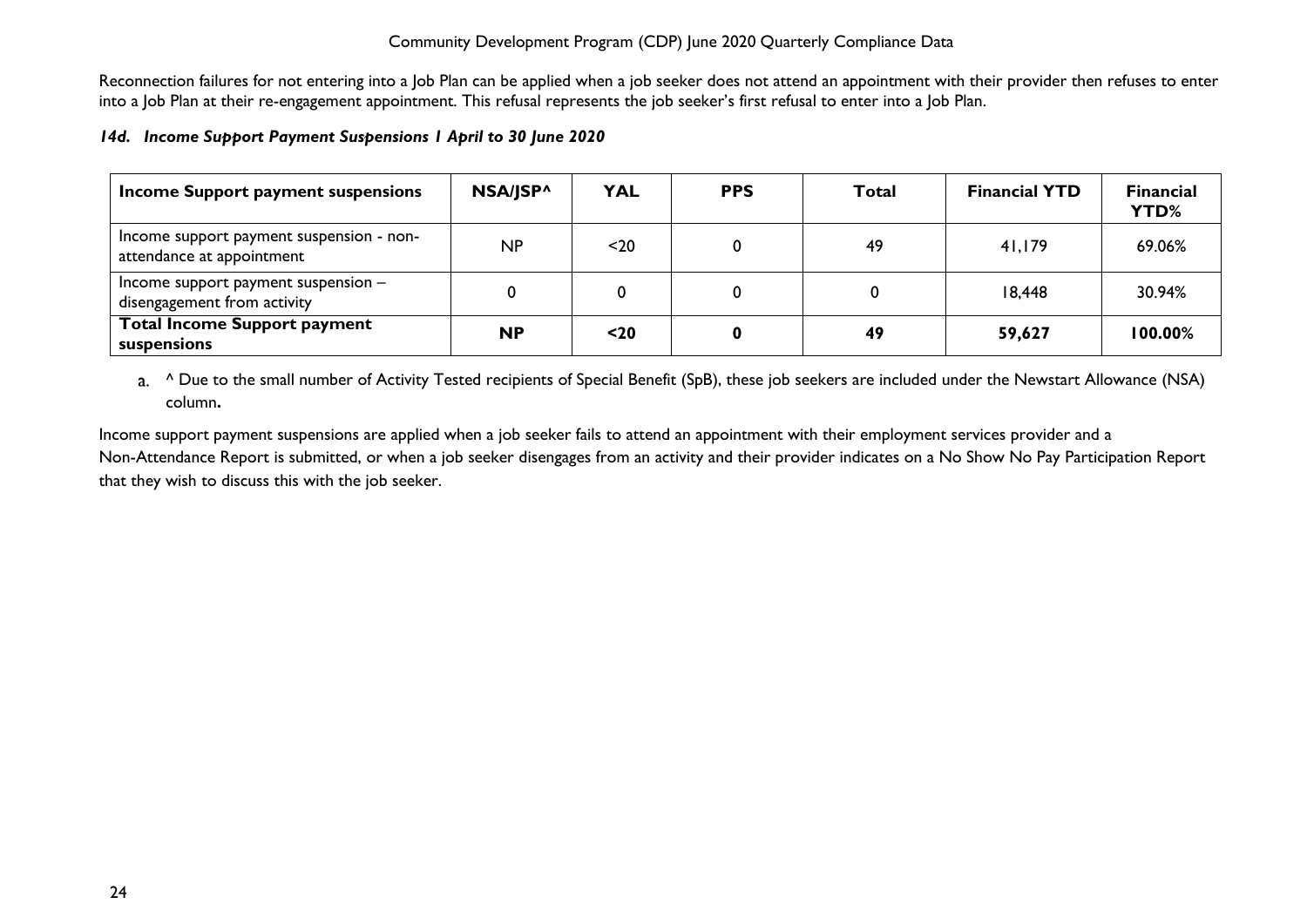Reconnection failures for not entering into a Job Plan can be applied when a job seeker does not attend an appointment with their provider then refuses to enter into a Job Plan at their re-engagement appointment. This refusal represents the job seeker's first refusal to enter into a Job Plan.

### *14d. Income Support Payment Suspensions 1 April to 30 June 2020*

| Income Support payment suspensions | NSA/JSP^ | YAL | PPS | Total | Financial YTD | Financial YTD% |
|---|---|---|---|---|---|---|
| Income support payment suspension - non-attendance at appointment | NP | <20 | 0 | 49 | 41,179 | 69.06% |
| Income support payment suspension – disengagement from activity | 0 | 0 | 0 | 0 | 18,448 | 30.94% |
| **Total Income Support payment suspensions** | **NP** | **<20** | **0** | **49** | **59,627** | **100.00%** |

a. ^ Due to the small number of Activity Tested recipients of Special Benefit (SpB), these job seekers are included under the Newstart Allowance (NSA) column**.**

Income support payment suspensions are applied when a job seeker fails to attend an appointment with their employment services provider and a Non-Attendance Report is submitted, or when a job seeker disengages from an activity and their provider indicates on a No Show No Pay Participation Report that they wish to discuss this with the job seeker.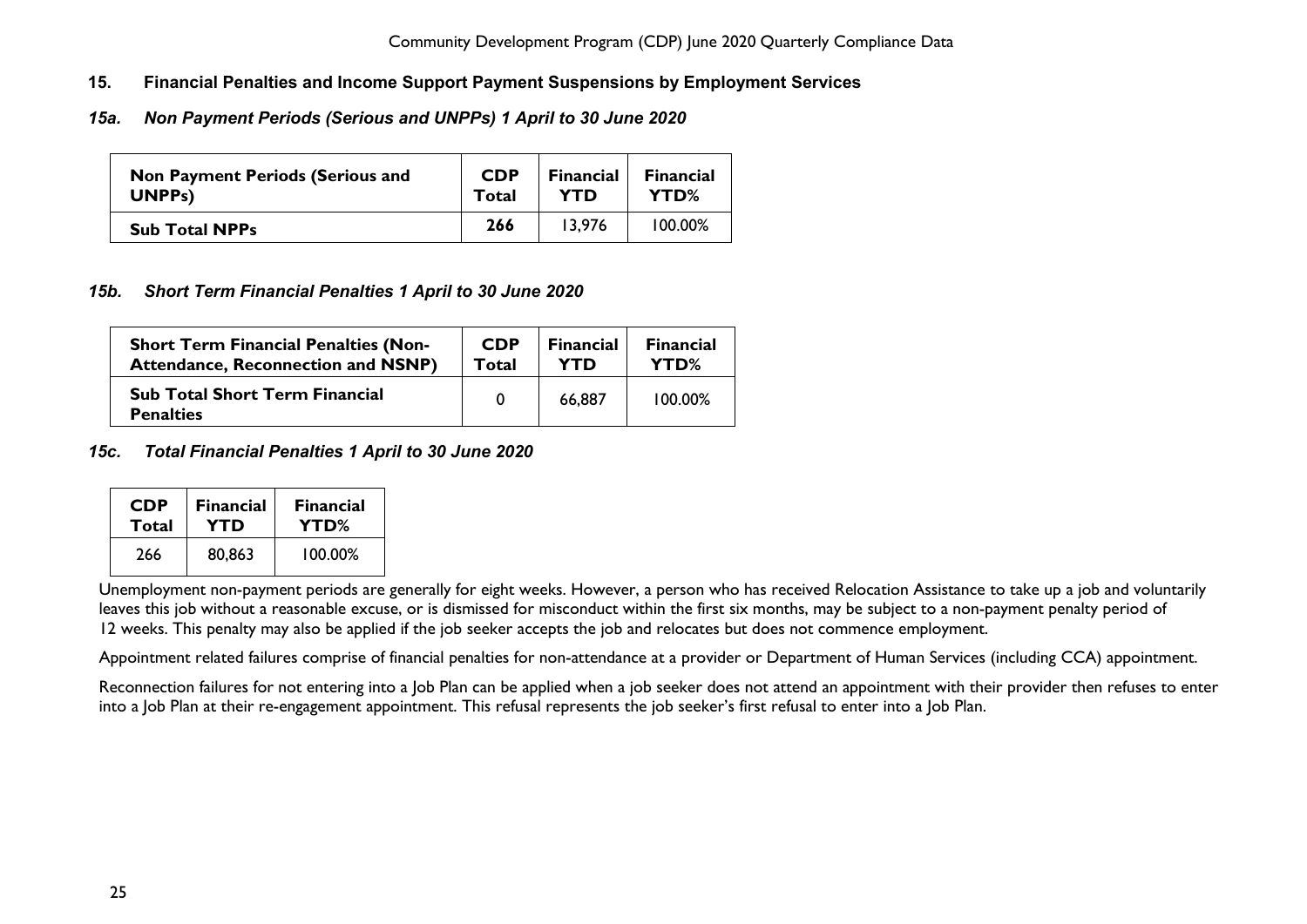## 15. Financial Penalties and Income Support Payment Suspensions by Employment Services

### *15a. Non Payment Periods (Serious and UNPPs) 1 April to 30 June 2020*

| Non Payment Periods (Serious and UNPPs) | CDP Total | Financial YTD | Financial YTD% |
|---|---|---|---|
| **Sub Total NPPs** | **266** | 13,976 | 100.00% |

### *15b. Short Term Financial Penalties 1 April to 30 June 2020*

| Short Term Financial Penalties (Non-Attendance, Reconnection and NSNP) | CDP Total | Financial YTD | Financial YTD% |
|---|---|---|---|
| **Sub Total Short Term Financial Penalties** | 0 | 66,887 | 100.00% |

### *15c. Total Financial Penalties 1 April to 30 June 2020*

| CDP Total | Financial YTD | Financial YTD% |
|---|---|---|
| 266 | 80,863 | 100.00% |

Unemployment non-payment periods are generally for eight weeks. However, a person who has received Relocation Assistance to take up a job and voluntarily leaves this job without a reasonable excuse, or is dismissed for misconduct within the first six months, may be subject to a non-payment penalty period of 12 weeks. This penalty may also be applied if the job seeker accepts the job and relocates but does not commence employment.

Appointment related failures comprise of financial penalties for non-attendance at a provider or Department of Human Services (including CCA) appointment.

Reconnection failures for not entering into a Job Plan can be applied when a job seeker does not attend an appointment with their provider then refuses to enter into a Job Plan at their re-engagement appointment. This refusal represents the job seeker's first refusal to enter into a Job Plan.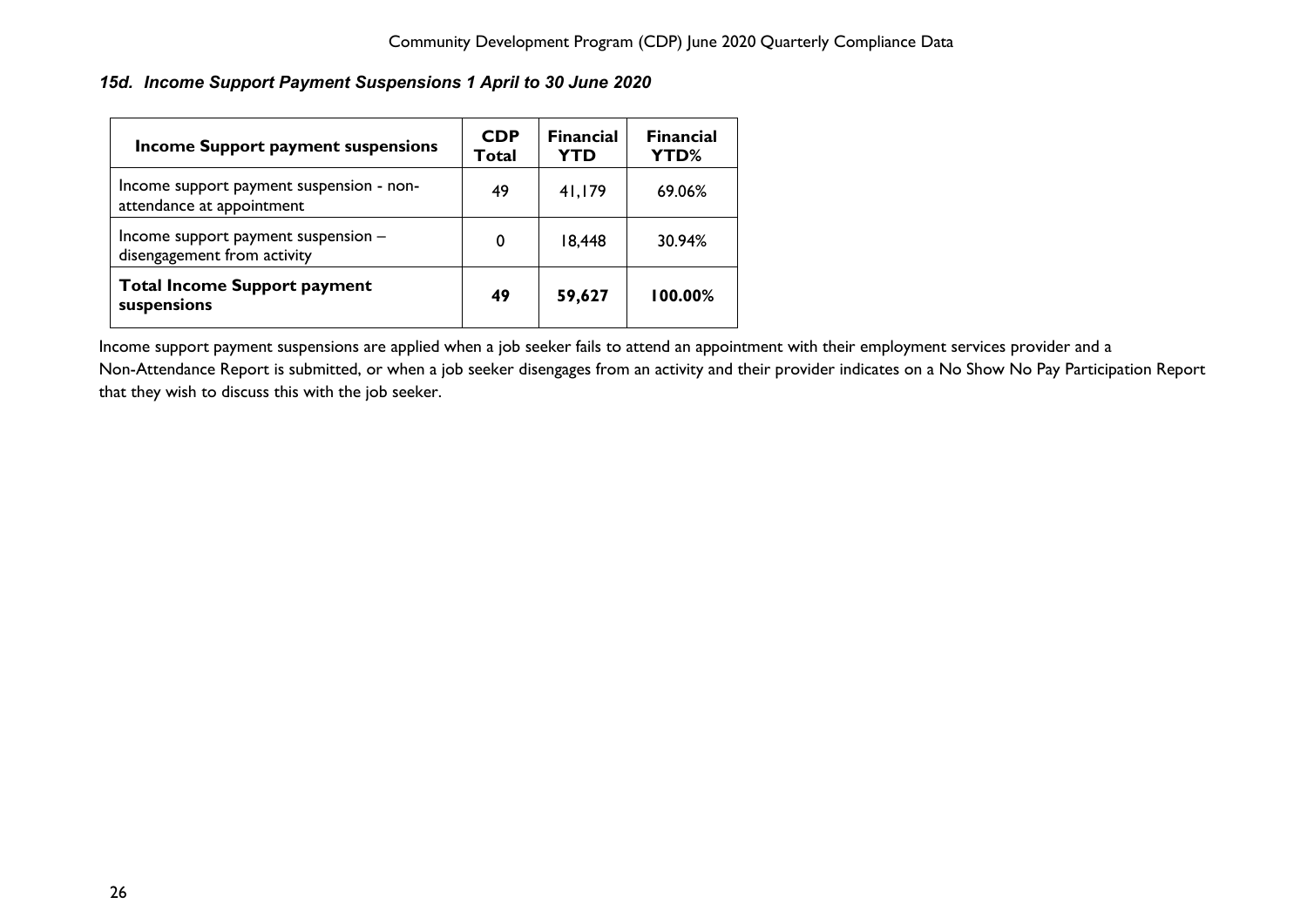### *15d. Income Support Payment Suspensions 1 April to 30 June 2020*

| Income Support payment suspensions | CDP Total | Financial YTD | Financial YTD% |
|---|---|---|---|
| Income support payment suspension - non-attendance at appointment | 49 | 41,179 | 69.06% |
| Income support payment suspension – disengagement from activity | 0 | 18,448 | 30.94% |
| **Total Income Support payment suspensions** | **49** | **59,627** | **100.00%** |

Income support payment suspensions are applied when a job seeker fails to attend an appointment with their employment services provider and a Non-Attendance Report is submitted, or when a job seeker disengages from an activity and their provider indicates on a No Show No Pay Participation Report that they wish to discuss this with the job seeker.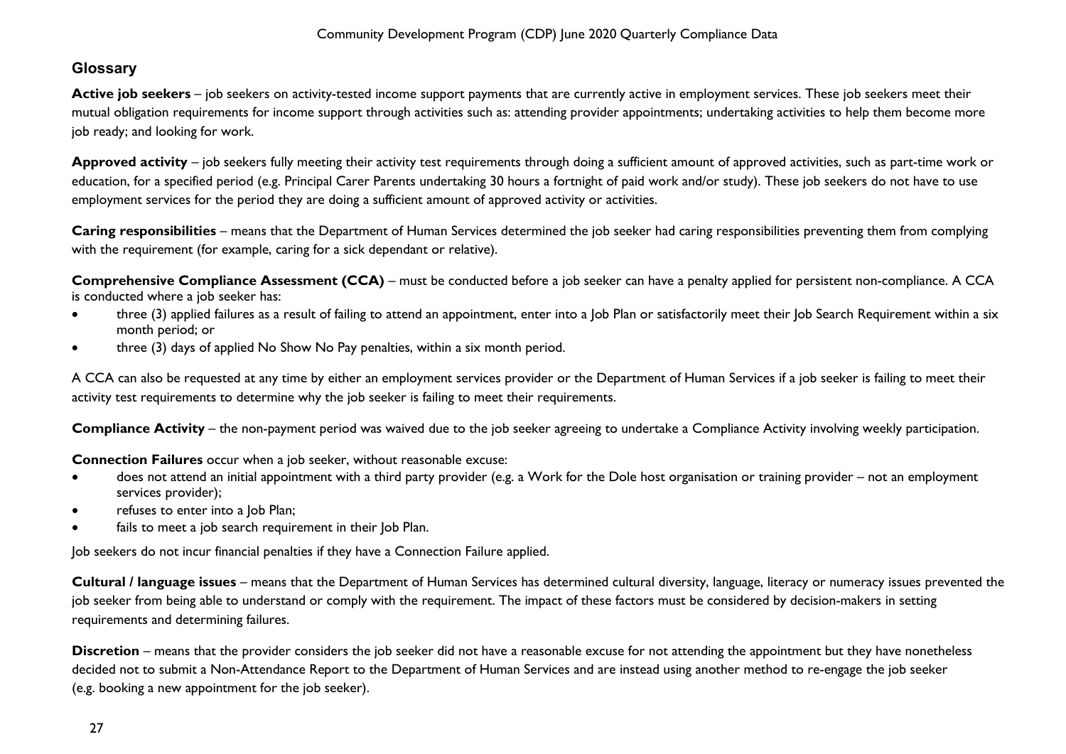## Glossary

**Active job seekers** – job seekers on activity-tested income support payments that are currently active in employment services. These job seekers meet their mutual obligation requirements for income support through activities such as: attending provider appointments; undertaking activities to help them become more job ready; and looking for work.

**Approved activity** – job seekers fully meeting their activity test requirements through doing a sufficient amount of approved activities, such as part-time work or education, for a specified period (e.g. Principal Carer Parents undertaking 30 hours a fortnight of paid work and/or study). These job seekers do not have to use employment services for the period they are doing a sufficient amount of approved activity or activities.

**Caring responsibilities** – means that the Department of Human Services determined the job seeker had caring responsibilities preventing them from complying with the requirement (for example, caring for a sick dependant or relative).

**Comprehensive Compliance Assessment (CCA)** – must be conducted before a job seeker can have a penalty applied for persistent non-compliance. A CCA is conducted where a job seeker has:

- three (3) applied failures as a result of failing to attend an appointment, enter into a Job Plan or satisfactorily meet their Job Search Requirement within a six month period; or
- three (3) days of applied No Show No Pay penalties, within a six month period.

A CCA can also be requested at any time by either an employment services provider or the Department of Human Services if a job seeker is failing to meet their activity test requirements to determine why the job seeker is failing to meet their requirements.

**Compliance Activity** – the non-payment period was waived due to the job seeker agreeing to undertake a Compliance Activity involving weekly participation.

**Connection Failures** occur when a job seeker, without reasonable excuse:

- does not attend an initial appointment with a third party provider (e.g. a Work for the Dole host organisation or training provider – not an employment services provider);
- refuses to enter into a Job Plan;
- fails to meet a job search requirement in their Job Plan.

Job seekers do not incur financial penalties if they have a Connection Failure applied.

**Cultural / language issues** – means that the Department of Human Services has determined cultural diversity, language, literacy or numeracy issues prevented the job seeker from being able to understand or comply with the requirement. The impact of these factors must be considered by decision-makers in setting requirements and determining failures.

**Discretion** – means that the provider considers the job seeker did not have a reasonable excuse for not attending the appointment but they have nonetheless decided not to submit a Non-Attendance Report to the Department of Human Services and are instead using another method to re-engage the job seeker (e.g. booking a new appointment for the job seeker).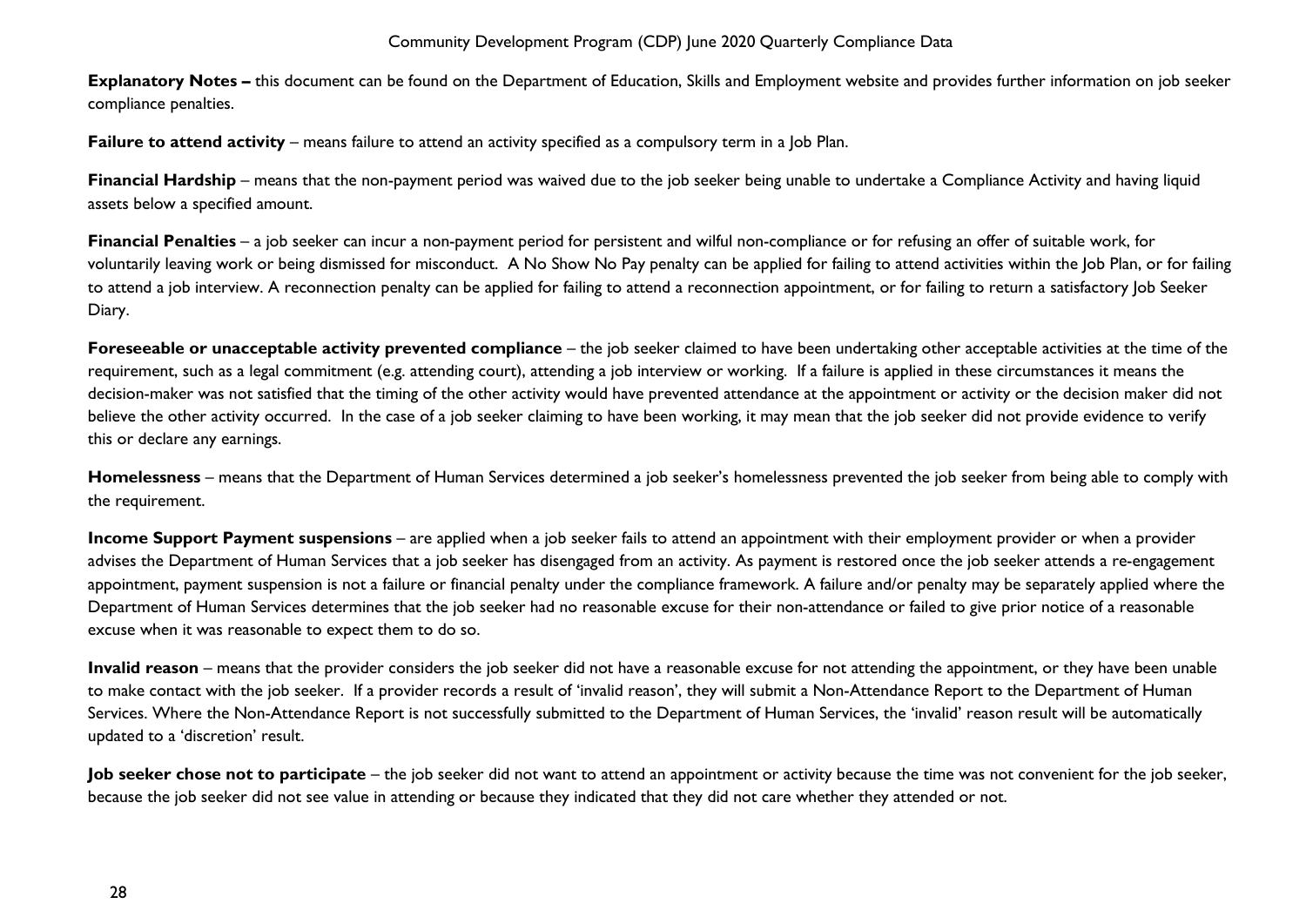**Explanatory Notes –** this document can be found on the Department of Education, Skills and Employment website and provides further information on job seeker compliance penalties.

**Failure to attend activity** – means failure to attend an activity specified as a compulsory term in a Job Plan.

**Financial Hardship** – means that the non-payment period was waived due to the job seeker being unable to undertake a Compliance Activity and having liquid assets below a specified amount.

**Financial Penalties** – a job seeker can incur a non-payment period for persistent and wilful non-compliance or for refusing an offer of suitable work, for voluntarily leaving work or being dismissed for misconduct. A No Show No Pay penalty can be applied for failing to attend activities within the Job Plan, or for failing to attend a job interview. A reconnection penalty can be applied for failing to attend a reconnection appointment, or for failing to return a satisfactory Job Seeker Diary.

**Foreseeable or unacceptable activity prevented compliance** – the job seeker claimed to have been undertaking other acceptable activities at the time of the requirement, such as a legal commitment (e.g. attending court), attending a job interview or working. If a failure is applied in these circumstances it means the decision-maker was not satisfied that the timing of the other activity would have prevented attendance at the appointment or activity or the decision maker did not believe the other activity occurred. In the case of a job seeker claiming to have been working, it may mean that the job seeker did not provide evidence to verify this or declare any earnings.

**Homelessness** – means that the Department of Human Services determined a job seeker's homelessness prevented the job seeker from being able to comply with the requirement.

**Income Support Payment suspensions** – are applied when a job seeker fails to attend an appointment with their employment provider or when a provider advises the Department of Human Services that a job seeker has disengaged from an activity. As payment is restored once the job seeker attends a re-engagement appointment, payment suspension is not a failure or financial penalty under the compliance framework. A failure and/or penalty may be separately applied where the Department of Human Services determines that the job seeker had no reasonable excuse for their non-attendance or failed to give prior notice of a reasonable excuse when it was reasonable to expect them to do so.

**Invalid reason** – means that the provider considers the job seeker did not have a reasonable excuse for not attending the appointment, or they have been unable to make contact with the job seeker. If a provider records a result of 'invalid reason', they will submit a Non-Attendance Report to the Department of Human Services. Where the Non-Attendance Report is not successfully submitted to the Department of Human Services, the 'invalid' reason result will be automatically updated to a 'discretion' result.

**Job seeker chose not to participate** – the job seeker did not want to attend an appointment or activity because the time was not convenient for the job seeker, because the job seeker did not see value in attending or because they indicated that they did not care whether they attended or not.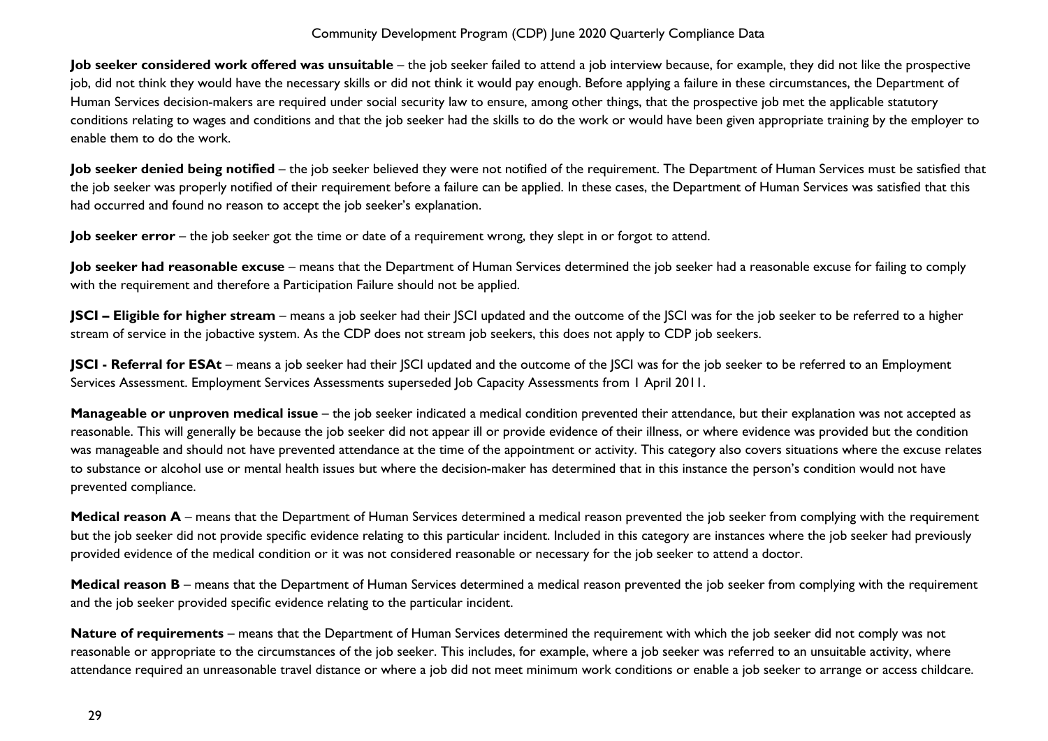**Job seeker considered work offered was unsuitable** – the job seeker failed to attend a job interview because, for example, they did not like the prospective job, did not think they would have the necessary skills or did not think it would pay enough. Before applying a failure in these circumstances, the Department of Human Services decision-makers are required under social security law to ensure, among other things, that the prospective job met the applicable statutory conditions relating to wages and conditions and that the job seeker had the skills to do the work or would have been given appropriate training by the employer to enable them to do the work.

**Job seeker denied being notified** – the job seeker believed they were not notified of the requirement. The Department of Human Services must be satisfied that the job seeker was properly notified of their requirement before a failure can be applied. In these cases, the Department of Human Services was satisfied that this had occurred and found no reason to accept the job seeker's explanation.

**Job seeker error** – the job seeker got the time or date of a requirement wrong, they slept in or forgot to attend.

**Job seeker had reasonable excuse** – means that the Department of Human Services determined the job seeker had a reasonable excuse for failing to comply with the requirement and therefore a Participation Failure should not be applied.

**JSCI – Eligible for higher stream** – means a job seeker had their JSCI updated and the outcome of the JSCI was for the job seeker to be referred to a higher stream of service in the jobactive system. As the CDP does not stream job seekers, this does not apply to CDP job seekers.

**JSCI - Referral for ESAt** – means a job seeker had their JSCI updated and the outcome of the JSCI was for the job seeker to be referred to an Employment Services Assessment. Employment Services Assessments superseded Job Capacity Assessments from 1 April 2011.

**Manageable or unproven medical issue** – the job seeker indicated a medical condition prevented their attendance, but their explanation was not accepted as reasonable. This will generally be because the job seeker did not appear ill or provide evidence of their illness, or where evidence was provided but the condition was manageable and should not have prevented attendance at the time of the appointment or activity. This category also covers situations where the excuse relates to substance or alcohol use or mental health issues but where the decision-maker has determined that in this instance the person's condition would not have prevented compliance.

**Medical reason A** – means that the Department of Human Services determined a medical reason prevented the job seeker from complying with the requirement but the job seeker did not provide specific evidence relating to this particular incident. Included in this category are instances where the job seeker had previously provided evidence of the medical condition or it was not considered reasonable or necessary for the job seeker to attend a doctor.

**Medical reason B** – means that the Department of Human Services determined a medical reason prevented the job seeker from complying with the requirement and the job seeker provided specific evidence relating to the particular incident.

**Nature of requirements** – means that the Department of Human Services determined the requirement with which the job seeker did not comply was not reasonable or appropriate to the circumstances of the job seeker. This includes, for example, where a job seeker was referred to an unsuitable activity, where attendance required an unreasonable travel distance or where a job did not meet minimum work conditions or enable a job seeker to arrange or access childcare.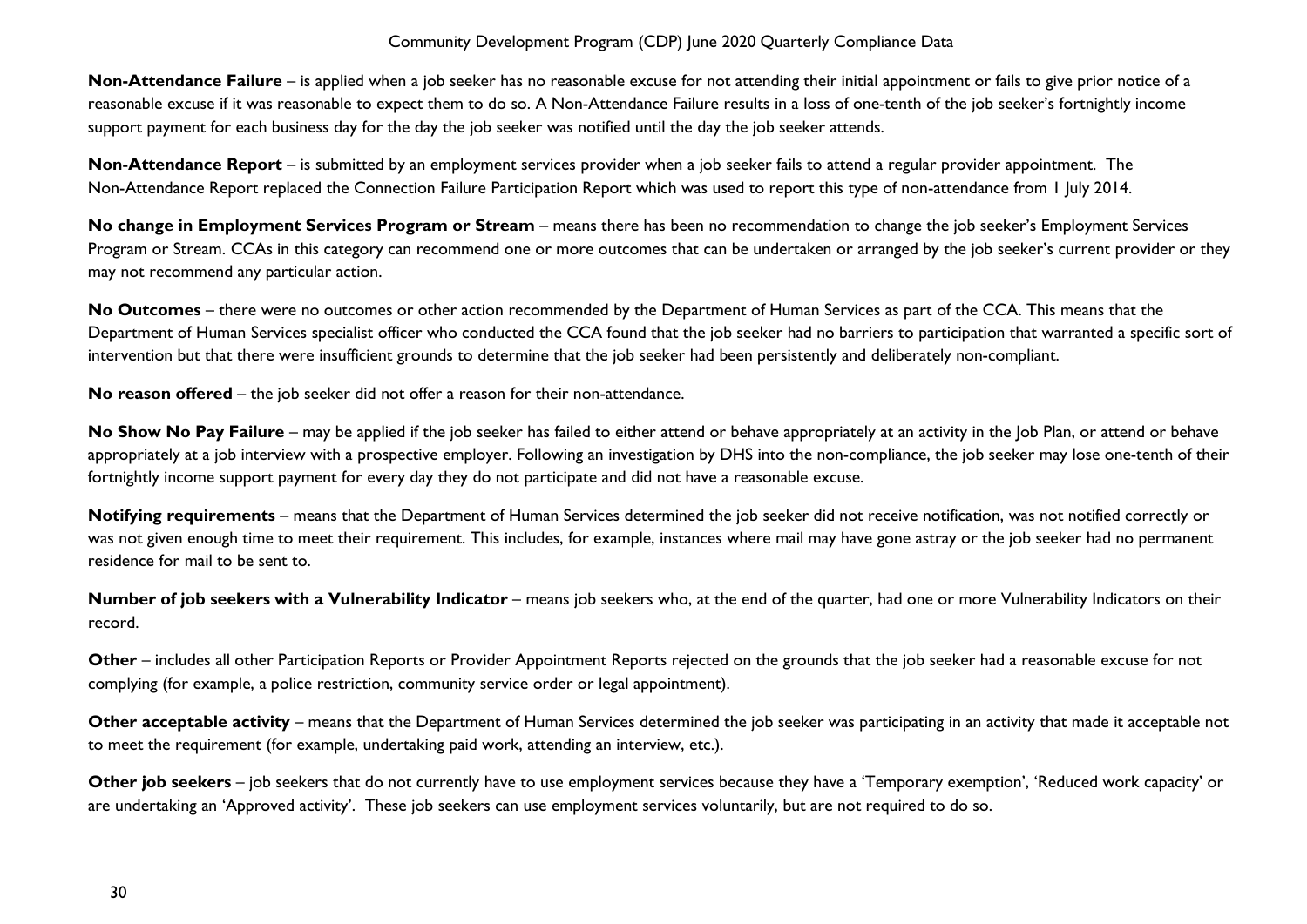**Non-Attendance Failure** – is applied when a job seeker has no reasonable excuse for not attending their initial appointment or fails to give prior notice of a reasonable excuse if it was reasonable to expect them to do so. A Non-Attendance Failure results in a loss of one-tenth of the job seeker's fortnightly income support payment for each business day for the day the job seeker was notified until the day the job seeker attends.

**Non-Attendance Report** – is submitted by an employment services provider when a job seeker fails to attend a regular provider appointment. The Non-Attendance Report replaced the Connection Failure Participation Report which was used to report this type of non-attendance from 1 July 2014.

**No change in Employment Services Program or Stream** – means there has been no recommendation to change the job seeker's Employment Services Program or Stream. CCAs in this category can recommend one or more outcomes that can be undertaken or arranged by the job seeker's current provider or they may not recommend any particular action.

**No Outcomes** – there were no outcomes or other action recommended by the Department of Human Services as part of the CCA. This means that the Department of Human Services specialist officer who conducted the CCA found that the job seeker had no barriers to participation that warranted a specific sort of intervention but that there were insufficient grounds to determine that the job seeker had been persistently and deliberately non-compliant.

**No reason offered** – the job seeker did not offer a reason for their non-attendance.

**No Show No Pay Failure** – may be applied if the job seeker has failed to either attend or behave appropriately at an activity in the Job Plan, or attend or behave appropriately at a job interview with a prospective employer. Following an investigation by DHS into the non-compliance, the job seeker may lose one-tenth of their fortnightly income support payment for every day they do not participate and did not have a reasonable excuse.

**Notifying requirements** – means that the Department of Human Services determined the job seeker did not receive notification, was not notified correctly or was not given enough time to meet their requirement. This includes, for example, instances where mail may have gone astray or the job seeker had no permanent residence for mail to be sent to.

**Number of job seekers with a Vulnerability Indicator** – means job seekers who, at the end of the quarter, had one or more Vulnerability Indicators on their record.

**Other** – includes all other Participation Reports or Provider Appointment Reports rejected on the grounds that the job seeker had a reasonable excuse for not complying (for example, a police restriction, community service order or legal appointment).

**Other acceptable activity** – means that the Department of Human Services determined the job seeker was participating in an activity that made it acceptable not to meet the requirement (for example, undertaking paid work, attending an interview, etc.).

**Other job seekers** – job seekers that do not currently have to use employment services because they have a 'Temporary exemption', 'Reduced work capacity' or are undertaking an 'Approved activity'. These job seekers can use employment services voluntarily, but are not required to do so.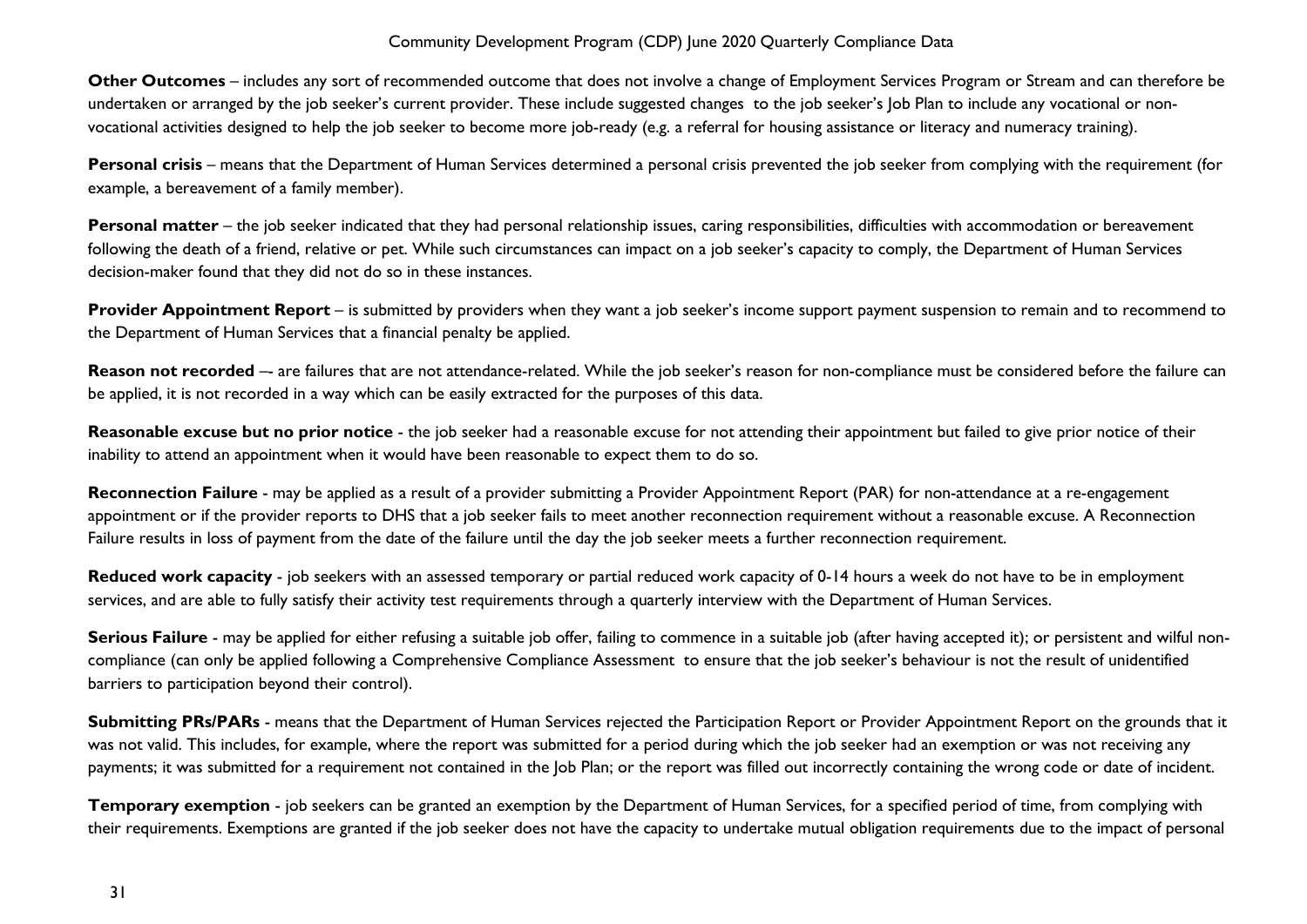**Other Outcomes** – includes any sort of recommended outcome that does not involve a change of Employment Services Program or Stream and can therefore be undertaken or arranged by the job seeker's current provider. These include suggested changes to the job seeker's Job Plan to include any vocational or non-vocational activities designed to help the job seeker to become more job-ready (e.g. a referral for housing assistance or literacy and numeracy training).

**Personal crisis** – means that the Department of Human Services determined a personal crisis prevented the job seeker from complying with the requirement (for example, a bereavement of a family member).

**Personal matter** – the job seeker indicated that they had personal relationship issues, caring responsibilities, difficulties with accommodation or bereavement following the death of a friend, relative or pet. While such circumstances can impact on a job seeker's capacity to comply, the Department of Human Services decision-maker found that they did not do so in these instances.

**Provider Appointment Report** – is submitted by providers when they want a job seeker's income support payment suspension to remain and to recommend to the Department of Human Services that a financial penalty be applied.

**Reason not recorded** –- are failures that are not attendance-related. While the job seeker's reason for non-compliance must be considered before the failure can be applied, it is not recorded in a way which can be easily extracted for the purposes of this data.

**Reasonable excuse but no prior notice** - the job seeker had a reasonable excuse for not attending their appointment but failed to give prior notice of their inability to attend an appointment when it would have been reasonable to expect them to do so.

**Reconnection Failure** - may be applied as a result of a provider submitting a Provider Appointment Report (PAR) for non-attendance at a re-engagement appointment or if the provider reports to DHS that a job seeker fails to meet another reconnection requirement without a reasonable excuse. A Reconnection Failure results in loss of payment from the date of the failure until the day the job seeker meets a further reconnection requirement.

**Reduced work capacity** - job seekers with an assessed temporary or partial reduced work capacity of 0-14 hours a week do not have to be in employment services, and are able to fully satisfy their activity test requirements through a quarterly interview with the Department of Human Services.

**Serious Failure** - may be applied for either refusing a suitable job offer, failing to commence in a suitable job (after having accepted it); or persistent and wilful non-compliance (can only be applied following a Comprehensive Compliance Assessment to ensure that the job seeker's behaviour is not the result of unidentified barriers to participation beyond their control).

**Submitting PRs/PARs** - means that the Department of Human Services rejected the Participation Report or Provider Appointment Report on the grounds that it was not valid. This includes, for example, where the report was submitted for a period during which the job seeker had an exemption or was not receiving any payments; it was submitted for a requirement not contained in the Job Plan; or the report was filled out incorrectly containing the wrong code or date of incident.

**Temporary exemption** - job seekers can be granted an exemption by the Department of Human Services, for a specified period of time, from complying with their requirements. Exemptions are granted if the job seeker does not have the capacity to undertake mutual obligation requirements due to the impact of personal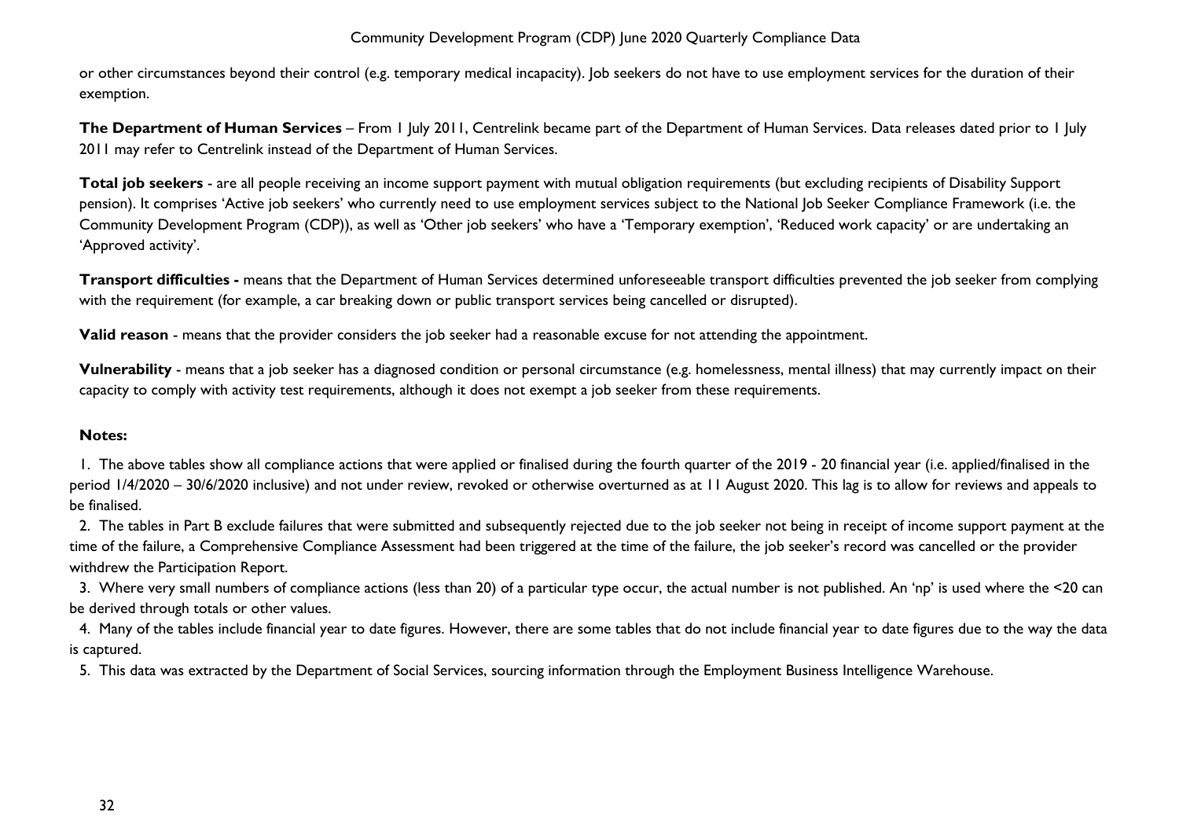or other circumstances beyond their control (e.g. temporary medical incapacity). Job seekers do not have to use employment services for the duration of their exemption.

**The Department of Human Services** – From 1 July 2011, Centrelink became part of the Department of Human Services. Data releases dated prior to 1 July 2011 may refer to Centrelink instead of the Department of Human Services.

**Total job seekers** - are all people receiving an income support payment with mutual obligation requirements (but excluding recipients of Disability Support pension). It comprises 'Active job seekers' who currently need to use employment services subject to the National Job Seeker Compliance Framework (i.e. the Community Development Program (CDP)), as well as 'Other job seekers' who have a 'Temporary exemption', 'Reduced work capacity' or are undertaking an 'Approved activity'.

**Transport difficulties -** means that the Department of Human Services determined unforeseeable transport difficulties prevented the job seeker from complying with the requirement (for example, a car breaking down or public transport services being cancelled or disrupted).

**Valid reason** - means that the provider considers the job seeker had a reasonable excuse for not attending the appointment.

**Vulnerability** - means that a job seeker has a diagnosed condition or personal circumstance (e.g. homelessness, mental illness) that may currently impact on their capacity to comply with activity test requirements, although it does not exempt a job seeker from these requirements.

**Notes:**

1. The above tables show all compliance actions that were applied or finalised during the fourth quarter of the 2019 - 20 financial year (i.e. applied/finalised in the period 1/4/2020 – 30/6/2020 inclusive) and not under review, revoked or otherwise overturned as at 11 August 2020. This lag is to allow for reviews and appeals to be finalised.
2. The tables in Part B exclude failures that were submitted and subsequently rejected due to the job seeker not being in receipt of income support payment at the time of the failure, a Comprehensive Compliance Assessment had been triggered at the time of the failure, the job seeker's record was cancelled or the provider withdrew the Participation Report.
3. Where very small numbers of compliance actions (less than 20) of a particular type occur, the actual number is not published. An 'np' is used where the <20 can be derived through totals or other values.
4. Many of the tables include financial year to date figures. However, there are some tables that do not include financial year to date figures due to the way the data is captured.
5. This data was extracted by the Department of Social Services, sourcing information through the Employment Business Intelligence Warehouse.